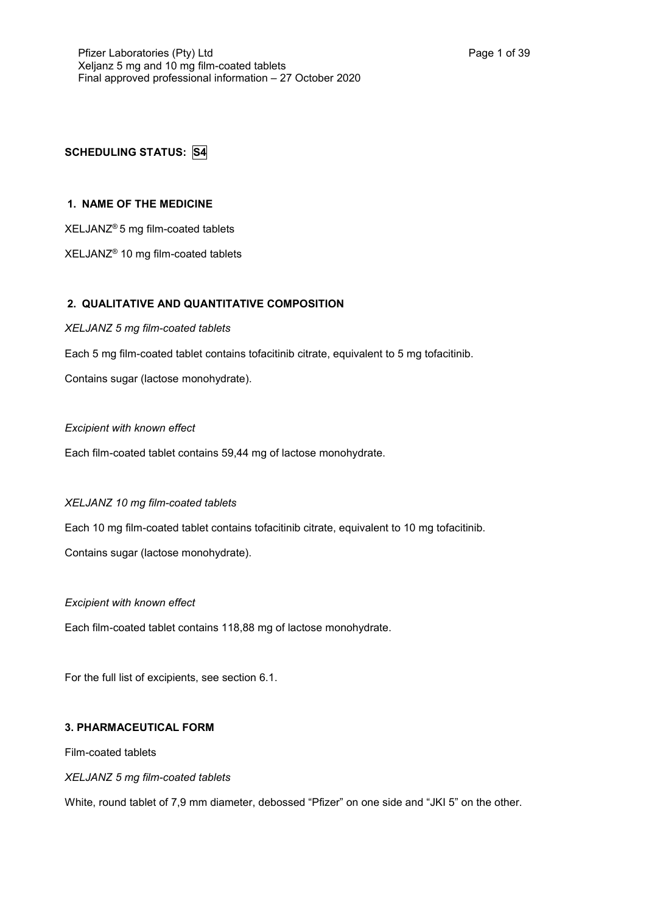**SCHEDULING STATUS: S4**

## 1. NAME OF THE MEDICINE

XELJANZ® 5 mg film-coated tablets

XELJANZ® 10 mg film-coated tablets

## 2. QUALITATIVE AND QUANTITATIVE COMPOSITION

*XELJANZ 5 mg film-coated tablets*

Each 5 mg film-coated tablet contains tofacitinib citrate, equivalent to 5 mg tofacitinib.

Contains sugar (lactose monohydrate).

*Excipient with known effect*

Each film-coated tablet contains 59,44 mg of lactose monohydrate.

*XELJANZ 10 mg film-coated tablets*

Each 10 mg film-coated tablet contains tofacitinib citrate, equivalent to 10 mg tofacitinib.

Contains sugar (lactose monohydrate).

*Excipient with known effect*

Each film-coated tablet contains 118,88 mg of lactose monohydrate.

For the full list of excipients, see section 6.1.

## 3. PHARMACEUTICAL FORM

Film-coated tablets

*XELJANZ 5 mg film-coated tablets*

White, round tablet of 7,9 mm diameter, debossed "Pfizer" on one side and "JKI 5" on the other.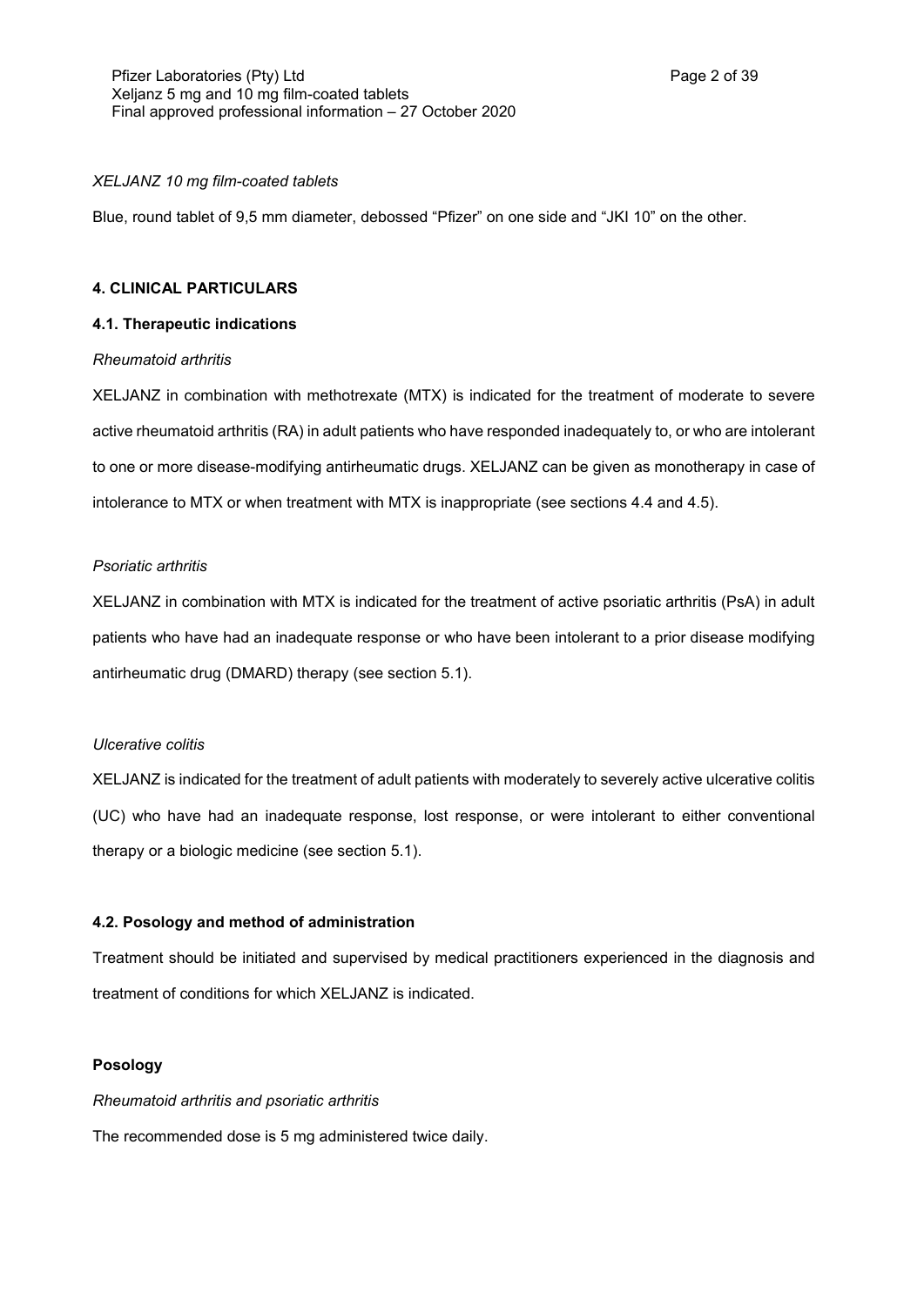*XELJANZ 10 mg film-coated tablets*

Blue, round tablet of 9,5 mm diameter, debossed "Pfizer" on one side and "JKI 10" on the other.

## 4. CLINICAL PARTICULARS

### 4.1. Therapeutic indications

*Rheumatoid arthritis*

XELJANZ in combination with methotrexate (MTX) is indicated for the treatment of moderate to severe active rheumatoid arthritis (RA) in adult patients who have responded inadequately to, or who are intolerant to one or more disease-modifying antirheumatic drugs. XELJANZ can be given as monotherapy in case of intolerance to MTX or when treatment with MTX is inappropriate (see sections 4.4 and 4.5).

*Psoriatic arthritis*

XELJANZ in combination with MTX is indicated for the treatment of active psoriatic arthritis (PsA) in adult patients who have had an inadequate response or who have been intolerant to a prior disease modifying antirheumatic drug (DMARD) therapy (see section 5.1).

*Ulcerative colitis*

XELJANZ is indicated for the treatment of adult patients with moderately to severely active ulcerative colitis (UC) who have had an inadequate response, lost response, or were intolerant to either conventional therapy or a biologic medicine (see section 5.1).

### 4.2. Posology and method of administration

Treatment should be initiated and supervised by medical practitioners experienced in the diagnosis and treatment of conditions for which XELJANZ is indicated.

**Posology**

*Rheumatoid arthritis and psoriatic arthritis*

The recommended dose is 5 mg administered twice daily.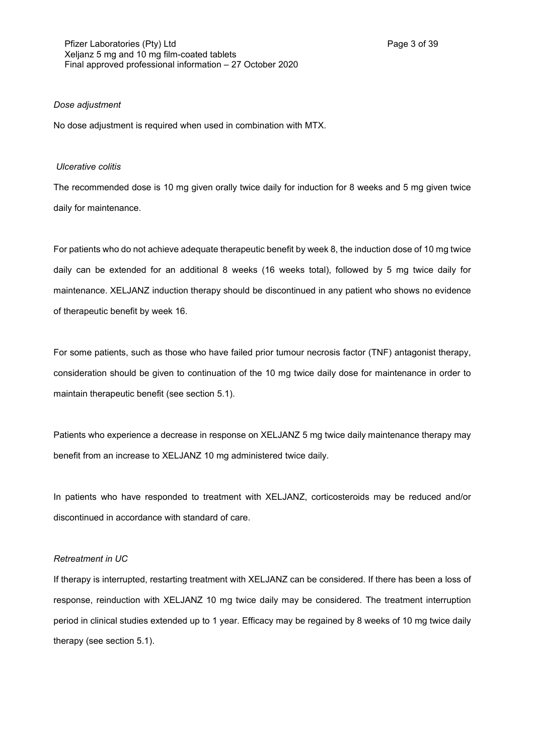*Dose adjustment*

No dose adjustment is required when used in combination with MTX.

*Ulcerative colitis*

The recommended dose is 10 mg given orally twice daily for induction for 8 weeks and 5 mg given twice daily for maintenance.

For patients who do not achieve adequate therapeutic benefit by week 8, the induction dose of 10 mg twice daily can be extended for an additional 8 weeks (16 weeks total), followed by 5 mg twice daily for maintenance. XELJANZ induction therapy should be discontinued in any patient who shows no evidence of therapeutic benefit by week 16.

For some patients, such as those who have failed prior tumour necrosis factor (TNF) antagonist therapy, consideration should be given to continuation of the 10 mg twice daily dose for maintenance in order to maintain therapeutic benefit (see section 5.1).

Patients who experience a decrease in response on XELJANZ 5 mg twice daily maintenance therapy may benefit from an increase to XELJANZ 10 mg administered twice daily.

In patients who have responded to treatment with XELJANZ, corticosteroids may be reduced and/or discontinued in accordance with standard of care.

*Retreatment in UC*

If therapy is interrupted, restarting treatment with XELJANZ can be considered. If there has been a loss of response, reinduction with XELJANZ 10 mg twice daily may be considered. The treatment interruption period in clinical studies extended up to 1 year. Efficacy may be regained by 8 weeks of 10 mg twice daily therapy (see section 5.1).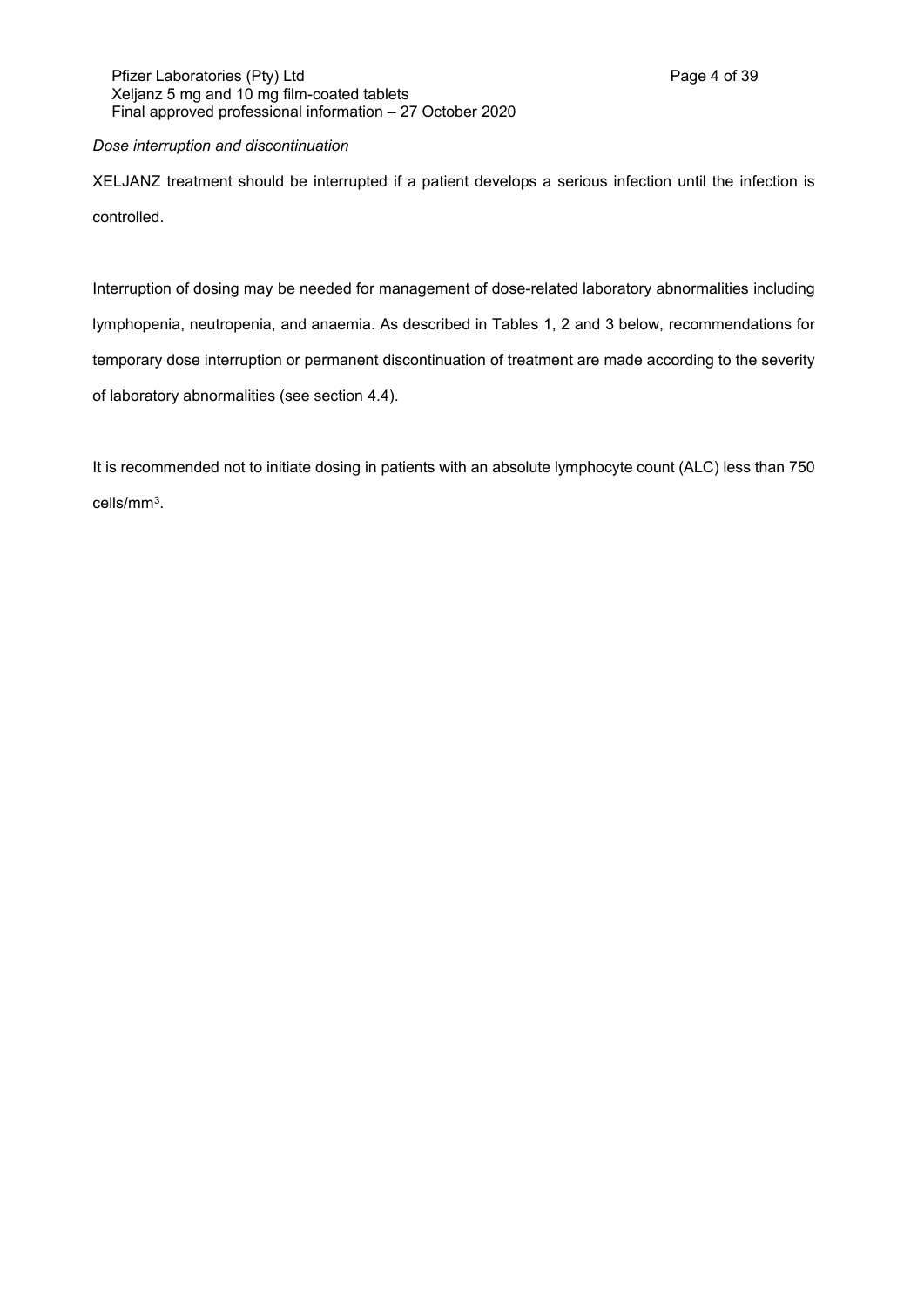*Dose interruption and discontinuation*

XELJANZ treatment should be interrupted if a patient develops a serious infection until the infection is controlled.

Interruption of dosing may be needed for management of dose-related laboratory abnormalities including lymphopenia, neutropenia, and anaemia. As described in Tables 1, 2 and 3 below, recommendations for temporary dose interruption or permanent discontinuation of treatment are made according to the severity of laboratory abnormalities (see section 4.4).

It is recommended not to initiate dosing in patients with an absolute lymphocyte count (ALC) less than 750 cells/mm$^3$.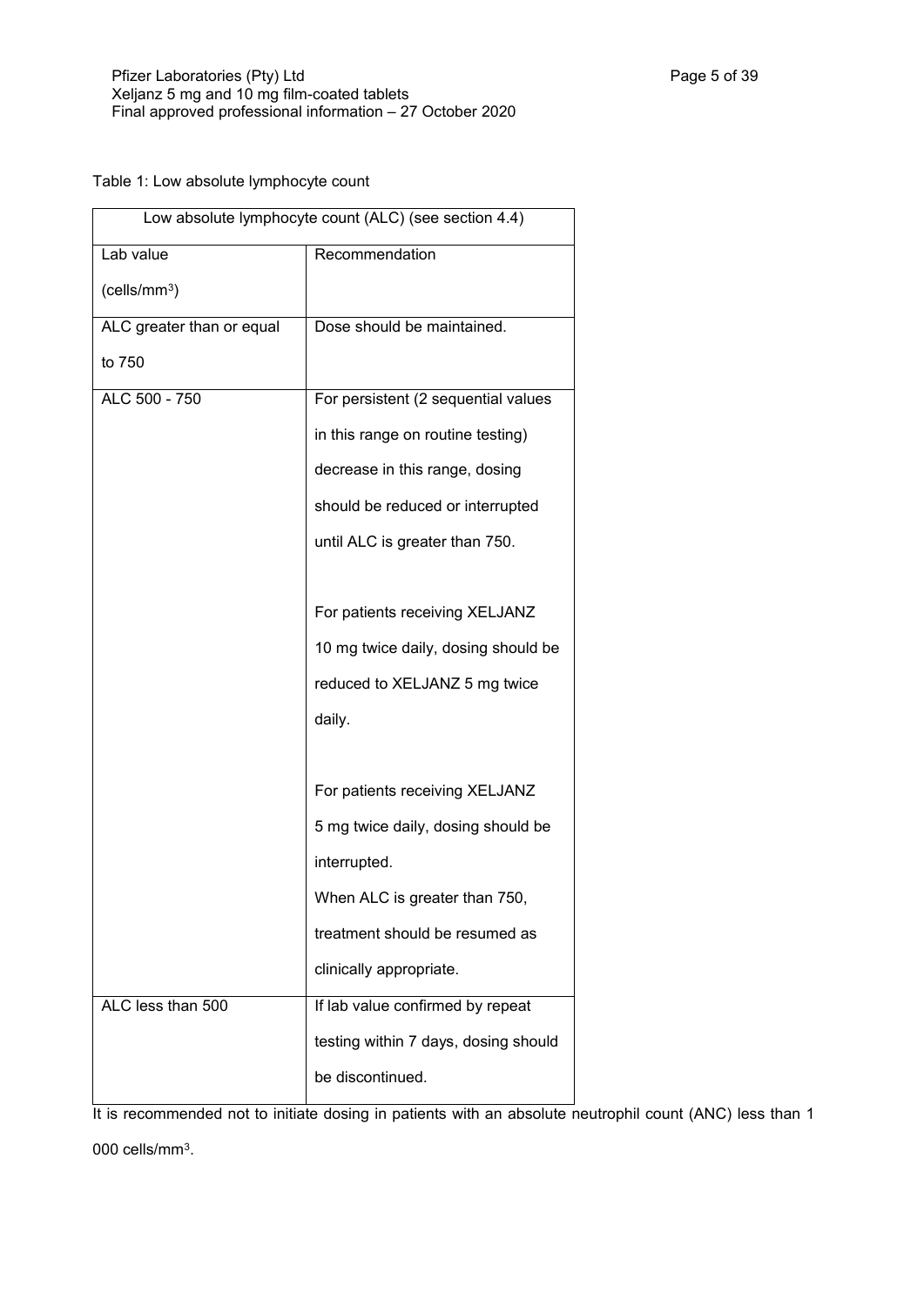Table 1: Low absolute lymphocyte count

| Low absolute lymphocyte count (ALC) (see section 4.4) | |
|---|---|
| Lab value (cells/mm$^3$) | Recommendation |
| ALC greater than or equal to 750 | Dose should be maintained. |
| ALC 500 - 750 | For persistent (2 sequential values in this range on routine testing) decrease in this range, dosing should be reduced or interrupted until ALC is greater than 750.<br><br>For patients receiving XELJANZ 10 mg twice daily, dosing should be reduced to XELJANZ 5 mg twice daily.<br><br>For patients receiving XELJANZ 5 mg twice daily, dosing should be interrupted.<br>When ALC is greater than 750, treatment should be resumed as clinically appropriate. |
| ALC less than 500 | If lab value confirmed by repeat testing within 7 days, dosing should be discontinued. |

It is recommended not to initiate dosing in patients with an absolute neutrophil count (ANC) less than 1 000 cells/mm$^3$.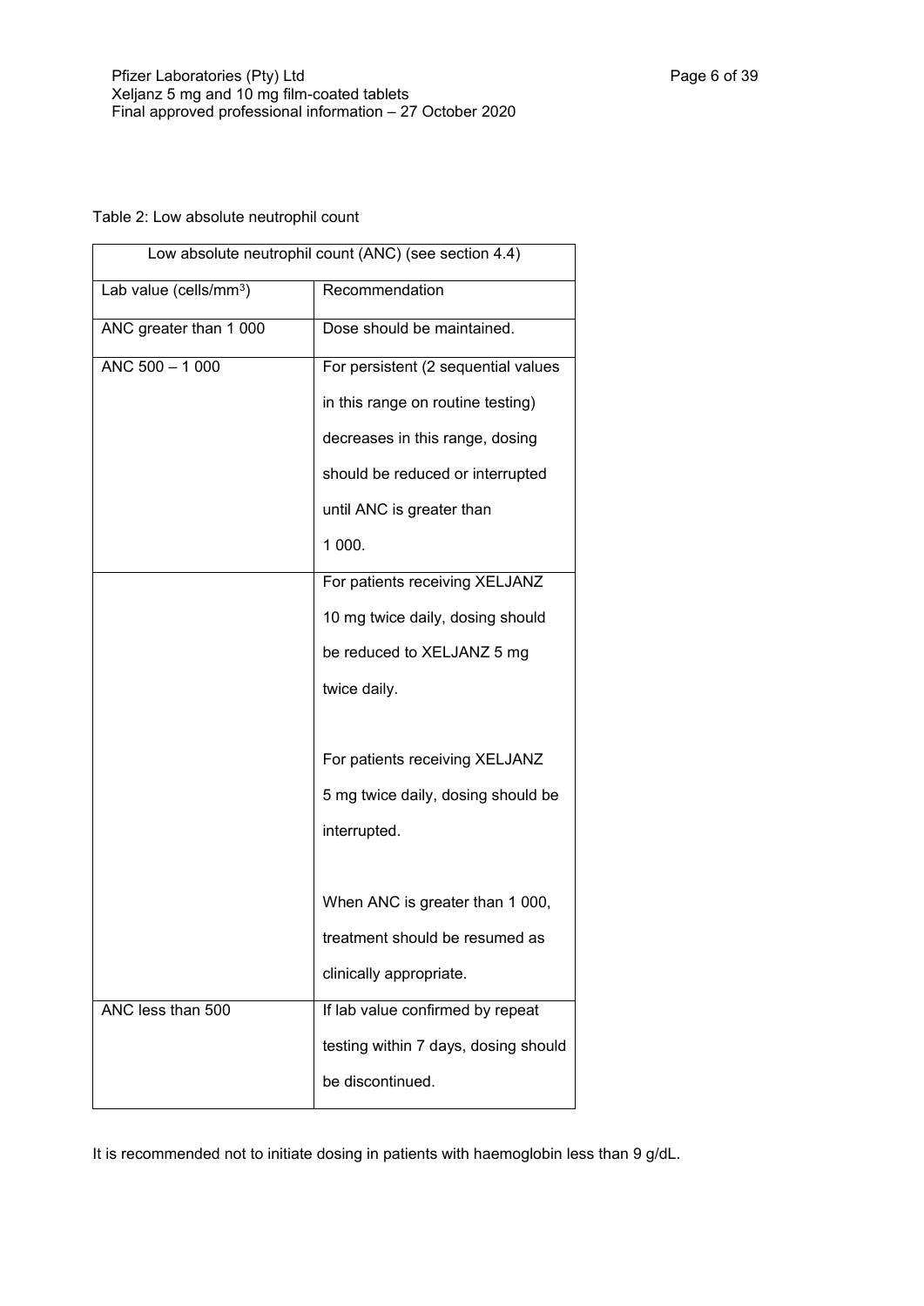Table 2: Low absolute neutrophil count

| Low absolute neutrophil count (ANC) (see section 4.4) | |
|---|---|
| Lab value (cells/mm$^3$) | Recommendation |
| ANC greater than 1 000 | Dose should be maintained. |
| ANC 500 – 1 000 | For persistent (2 sequential values in this range on routine testing) decreases in this range, dosing should be reduced or interrupted until ANC is greater than 1 000. |
| | For patients receiving XELJANZ 10 mg twice daily, dosing should be reduced to XELJANZ 5 mg twice daily.<br><br>For patients receiving XELJANZ 5 mg twice daily, dosing should be interrupted.<br><br>When ANC is greater than 1 000, treatment should be resumed as clinically appropriate. |
| ANC less than 500 | If lab value confirmed by repeat testing within 7 days, dosing should be discontinued. |

It is recommended not to initiate dosing in patients with haemoglobin less than 9 g/dL.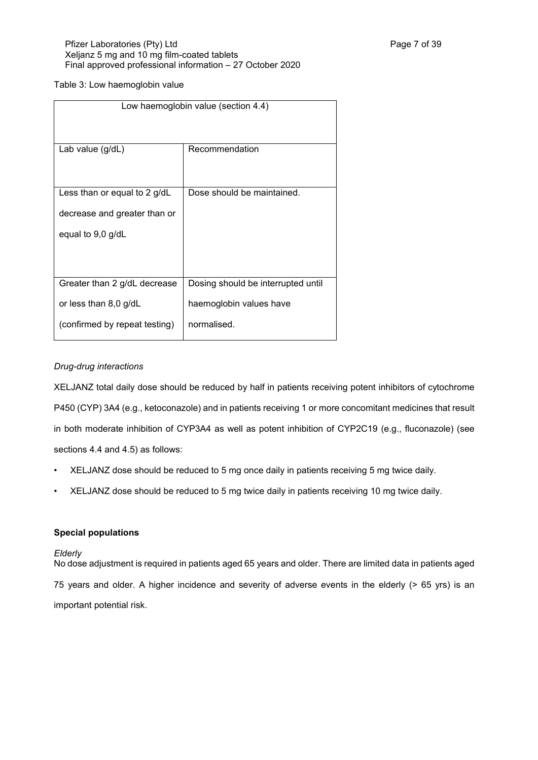Table 3: Low haemoglobin value

| Low haemoglobin value (section 4.4) | |
|---|---|
| Lab value (g/dL) | Recommendation |
| Less than or equal to 2 g/dL decrease and greater than or equal to 9,0 g/dL | Dose should be maintained. |
| Greater than 2 g/dL decrease or less than 8,0 g/dL (confirmed by repeat testing) | Dosing should be interrupted until haemoglobin values have normalised. |

*Drug-drug interactions*

XELJANZ total daily dose should be reduced by half in patients receiving potent inhibitors of cytochrome P450 (CYP) 3A4 (e.g., ketoconazole) and in patients receiving 1 or more concomitant medicines that result in both moderate inhibition of CYP3A4 as well as potent inhibition of CYP2C19 (e.g., fluconazole) (see sections 4.4 and 4.5) as follows:

- XELJANZ dose should be reduced to 5 mg once daily in patients receiving 5 mg twice daily.
- XELJANZ dose should be reduced to 5 mg twice daily in patients receiving 10 mg twice daily.

**Special populations**

*Elderly*

No dose adjustment is required in patients aged 65 years and older. There are limited data in patients aged 75 years and older. A higher incidence and severity of adverse events in the elderly (> 65 yrs) is an important potential risk.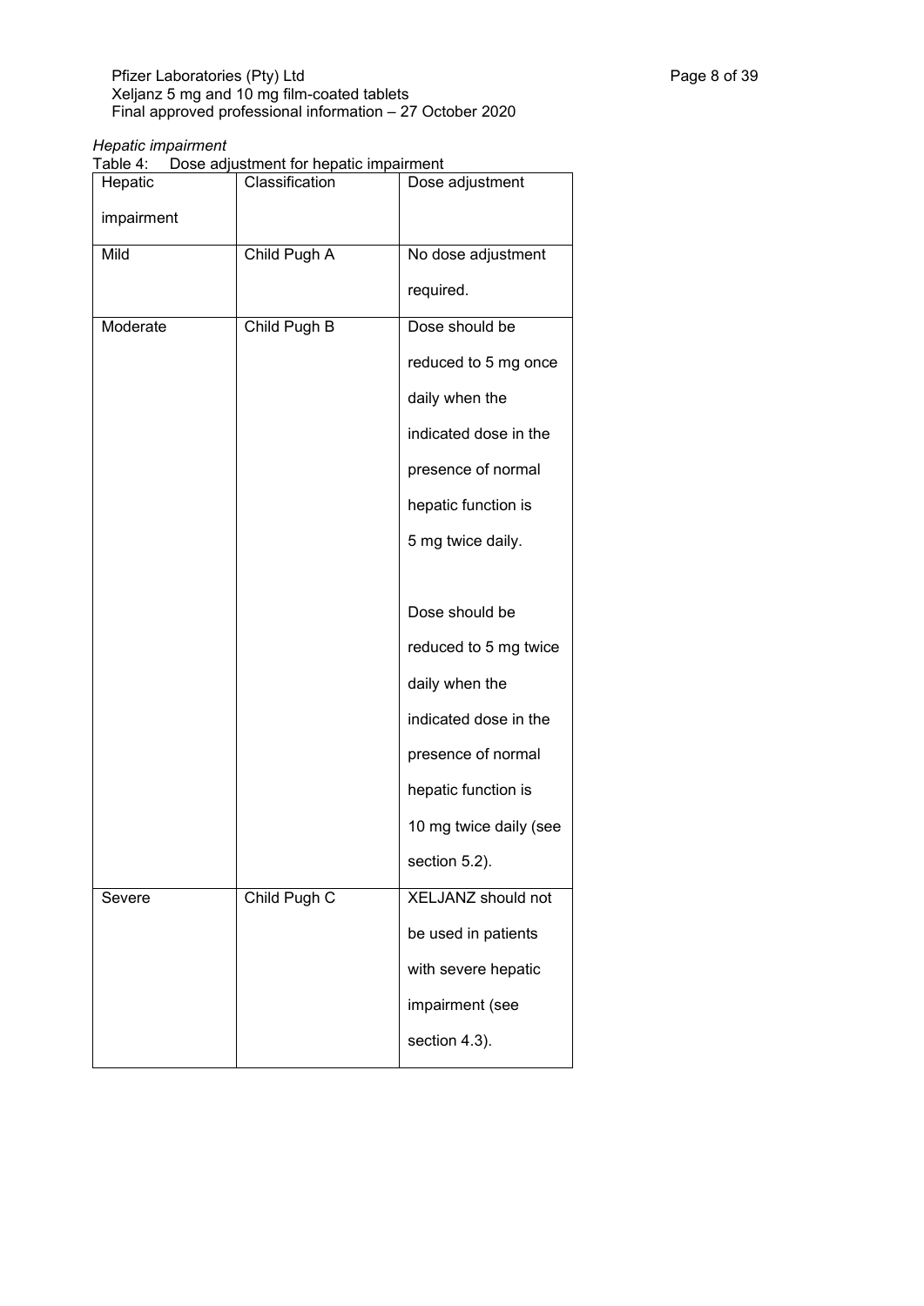*Hepatic impairment*

Table 4: Dose adjustment for hepatic impairment

| Hepatic impairment | Classification | Dose adjustment |
|---|---|---|
| Mild | Child Pugh A | No dose adjustment required. |
| Moderate | Child Pugh B | Dose should be reduced to 5 mg once daily when the indicated dose in the presence of normal hepatic function is 5 mg twice daily.<br><br>Dose should be reduced to 5 mg twice daily when the indicated dose in the presence of normal hepatic function is 10 mg twice daily (see section 5.2). |
| Severe | Child Pugh C | XELJANZ should not be used in patients with severe hepatic impairment (see section 4.3). |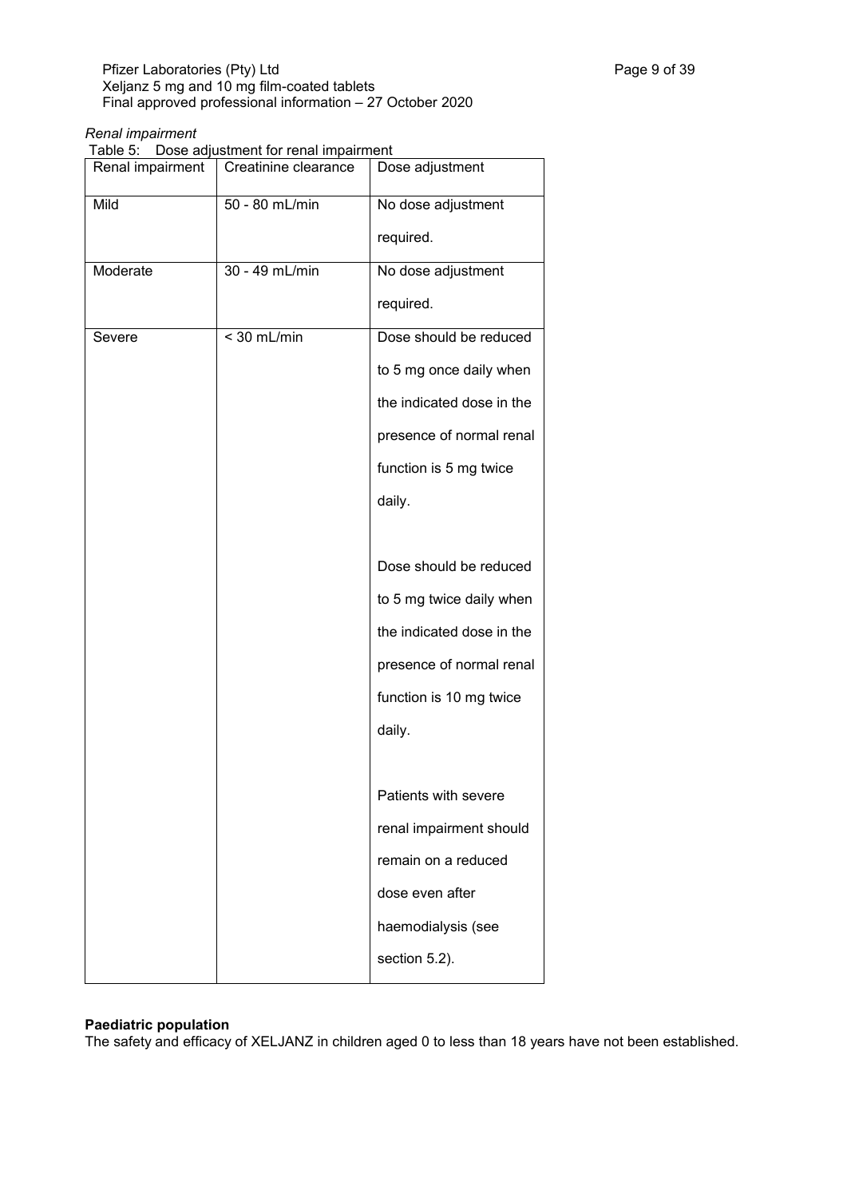*Renal impairment*

Table 5: Dose adjustment for renal impairment

| Renal impairment | Creatinine clearance | Dose adjustment |
|---|---|---|
| Mild | 50 - 80 mL/min | No dose adjustment required. |
| Moderate | 30 - 49 mL/min | No dose adjustment required. |
| Severe | < 30 mL/min | Dose should be reduced to 5 mg once daily when the indicated dose in the presence of normal renal function is 5 mg twice daily.<br><br>Dose should be reduced to 5 mg twice daily when the indicated dose in the presence of normal renal function is 10 mg twice daily.<br><br>Patients with severe renal impairment should remain on a reduced dose even after haemodialysis (see section 5.2). |

**Paediatric population**

The safety and efficacy of XELJANZ in children aged 0 to less than 18 years have not been established.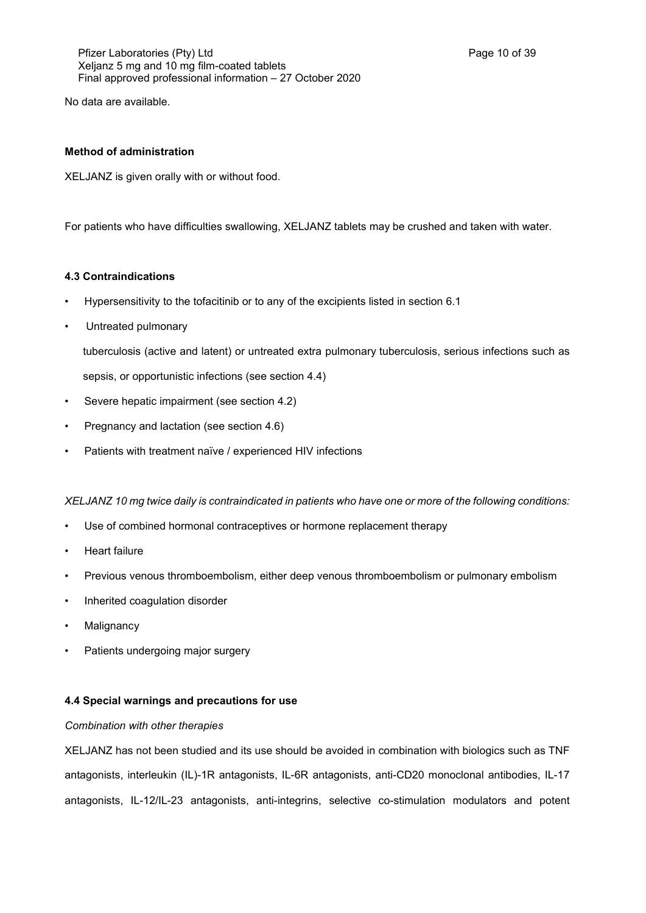No data are available.

**Method of administration**

XELJANZ is given orally with or without food.

For patients who have difficulties swallowing, XELJANZ tablets may be crushed and taken with water.

**4.3 Contraindications**

- Hypersensitivity to the tofacitinib or to any of the excipients listed in section 6.1
- Untreated pulmonary tuberculosis (active and latent) or untreated extra pulmonary tuberculosis, serious infections such as sepsis, or opportunistic infections (see section 4.4)
- Severe hepatic impairment (see section 4.2)
- Pregnancy and lactation (see section 4.6)
- Patients with treatment naïve / experienced HIV infections

*XELJANZ 10 mg twice daily is contraindicated in patients who have one or more of the following conditions:*

- Use of combined hormonal contraceptives or hormone replacement therapy
- Heart failure
- Previous venous thromboembolism, either deep venous thromboembolism or pulmonary embolism
- Inherited coagulation disorder
- Malignancy
- Patients undergoing major surgery

**4.4 Special warnings and precautions for use**

*Combination with other therapies*

XELJANZ has not been studied and its use should be avoided in combination with biologics such as TNF antagonists, interleukin (IL)-1R antagonists, IL-6R antagonists, anti-CD20 monoclonal antibodies, IL-17 antagonists, IL-12/IL-23 antagonists, anti-integrins, selective co-stimulation modulators and potent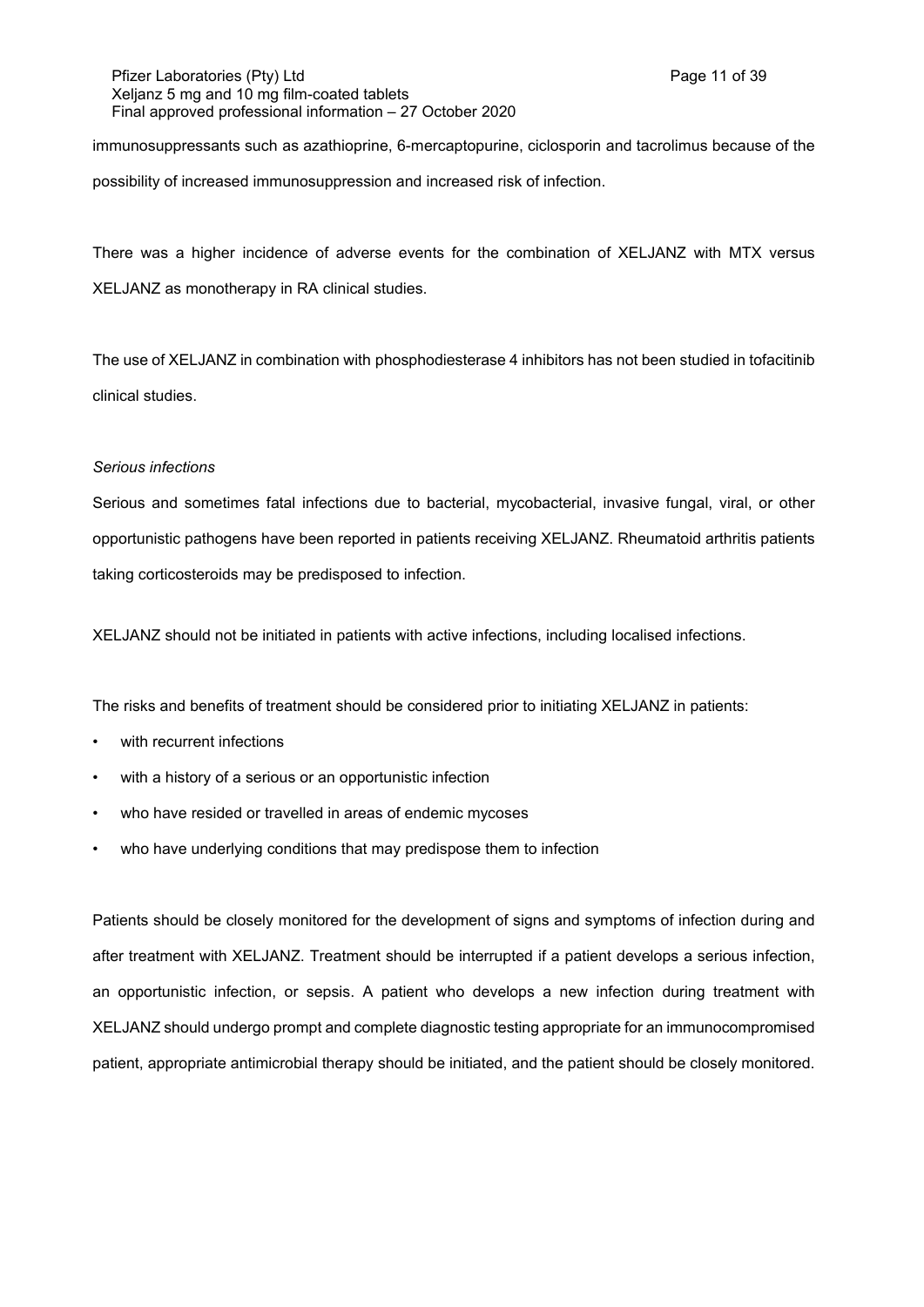immunosuppressants such as azathioprine, 6-mercaptopurine, ciclosporin and tacrolimus because of the possibility of increased immunosuppression and increased risk of infection.

There was a higher incidence of adverse events for the combination of XELJANZ with MTX versus XELJANZ as monotherapy in RA clinical studies.

The use of XELJANZ in combination with phosphodiesterase 4 inhibitors has not been studied in tofacitinib clinical studies.

*Serious infections*

Serious and sometimes fatal infections due to bacterial, mycobacterial, invasive fungal, viral, or other opportunistic pathogens have been reported in patients receiving XELJANZ. Rheumatoid arthritis patients taking corticosteroids may be predisposed to infection.

XELJANZ should not be initiated in patients with active infections, including localised infections.

The risks and benefits of treatment should be considered prior to initiating XELJANZ in patients:

- with recurrent infections
- with a history of a serious or an opportunistic infection
- who have resided or travelled in areas of endemic mycoses
- who have underlying conditions that may predispose them to infection

Patients should be closely monitored for the development of signs and symptoms of infection during and after treatment with XELJANZ. Treatment should be interrupted if a patient develops a serious infection, an opportunistic infection, or sepsis. A patient who develops a new infection during treatment with XELJANZ should undergo prompt and complete diagnostic testing appropriate for an immunocompromised patient, appropriate antimicrobial therapy should be initiated, and the patient should be closely monitored.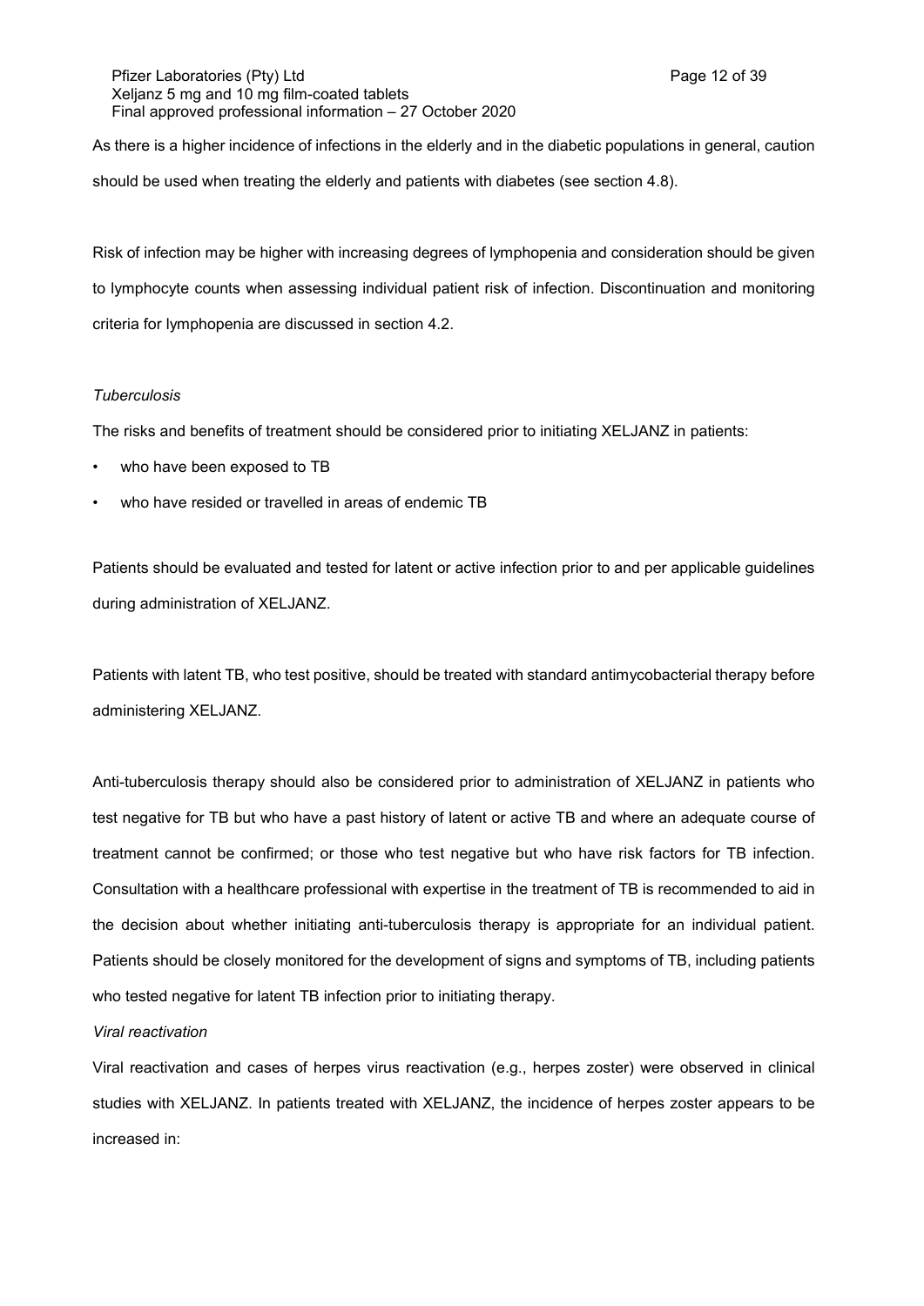As there is a higher incidence of infections in the elderly and in the diabetic populations in general, caution should be used when treating the elderly and patients with diabetes (see section 4.8).

Risk of infection may be higher with increasing degrees of lymphopenia and consideration should be given to lymphocyte counts when assessing individual patient risk of infection. Discontinuation and monitoring criteria for lymphopenia are discussed in section 4.2.

*Tuberculosis*

The risks and benefits of treatment should be considered prior to initiating XELJANZ in patients:

- who have been exposed to TB
- who have resided or travelled in areas of endemic TB

Patients should be evaluated and tested for latent or active infection prior to and per applicable guidelines during administration of XELJANZ.

Patients with latent TB, who test positive, should be treated with standard antimycobacterial therapy before administering XELJANZ.

Anti-tuberculosis therapy should also be considered prior to administration of XELJANZ in patients who test negative for TB but who have a past history of latent or active TB and where an adequate course of treatment cannot be confirmed; or those who test negative but who have risk factors for TB infection. Consultation with a healthcare professional with expertise in the treatment of TB is recommended to aid in the decision about whether initiating anti-tuberculosis therapy is appropriate for an individual patient. Patients should be closely monitored for the development of signs and symptoms of TB, including patients who tested negative for latent TB infection prior to initiating therapy.

*Viral reactivation*

Viral reactivation and cases of herpes virus reactivation (e.g., herpes zoster) were observed in clinical studies with XELJANZ. In patients treated with XELJANZ, the incidence of herpes zoster appears to be increased in: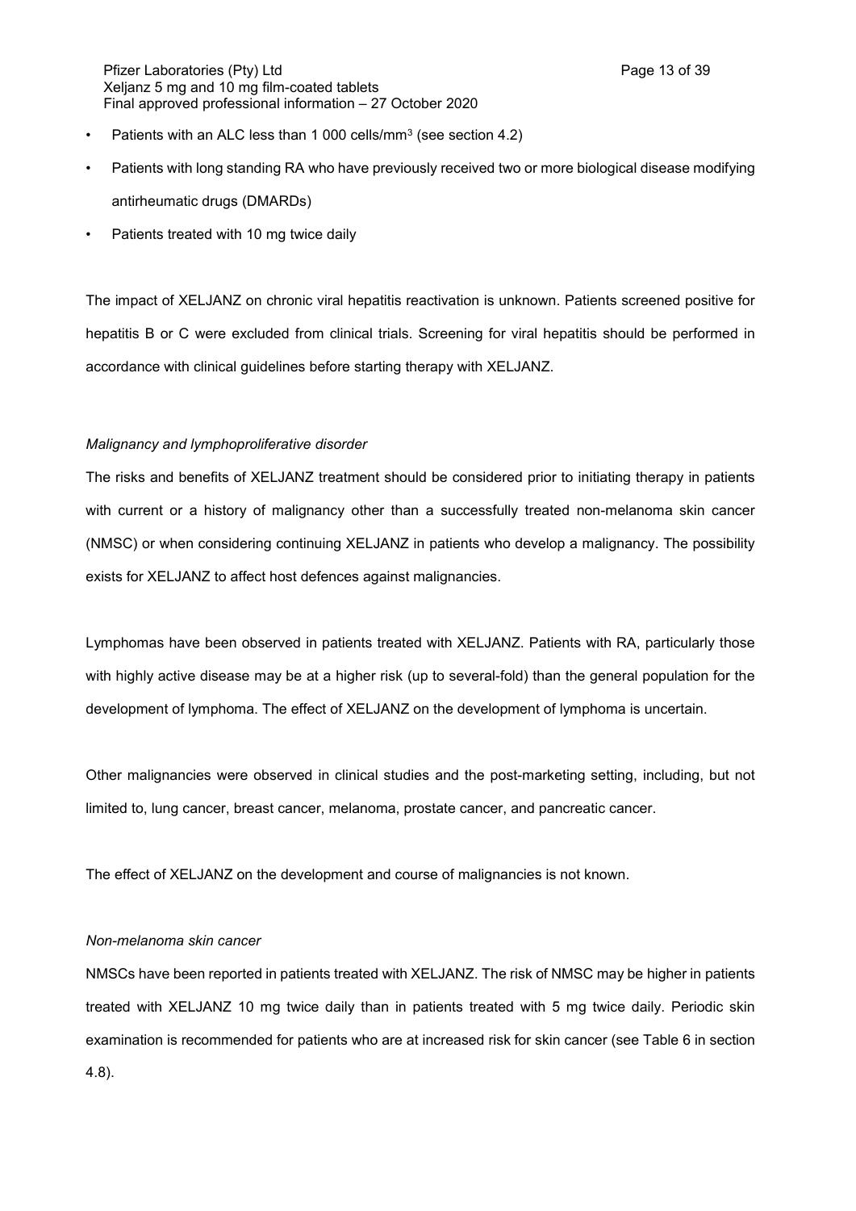- Patients with an ALC less than 1 000 cells/mm$^3$ (see section 4.2)
- Patients with long standing RA who have previously received two or more biological disease modifying antirheumatic drugs (DMARDs)
- Patients treated with 10 mg twice daily

The impact of XELJANZ on chronic viral hepatitis reactivation is unknown. Patients screened positive for hepatitis B or C were excluded from clinical trials. Screening for viral hepatitis should be performed in accordance with clinical guidelines before starting therapy with XELJANZ.

*Malignancy and lymphoproliferative disorder*

The risks and benefits of XELJANZ treatment should be considered prior to initiating therapy in patients with current or a history of malignancy other than a successfully treated non-melanoma skin cancer (NMSC) or when considering continuing XELJANZ in patients who develop a malignancy. The possibility exists for XELJANZ to affect host defences against malignancies.

Lymphomas have been observed in patients treated with XELJANZ. Patients with RA, particularly those with highly active disease may be at a higher risk (up to several-fold) than the general population for the development of lymphoma. The effect of XELJANZ on the development of lymphoma is uncertain.

Other malignancies were observed in clinical studies and the post-marketing setting, including, but not limited to, lung cancer, breast cancer, melanoma, prostate cancer, and pancreatic cancer.

The effect of XELJANZ on the development and course of malignancies is not known.

*Non-melanoma skin cancer*

NMSCs have been reported in patients treated with XELJANZ. The risk of NMSC may be higher in patients treated with XELJANZ 10 mg twice daily than in patients treated with 5 mg twice daily. Periodic skin examination is recommended for patients who are at increased risk for skin cancer (see Table 6 in section 4.8).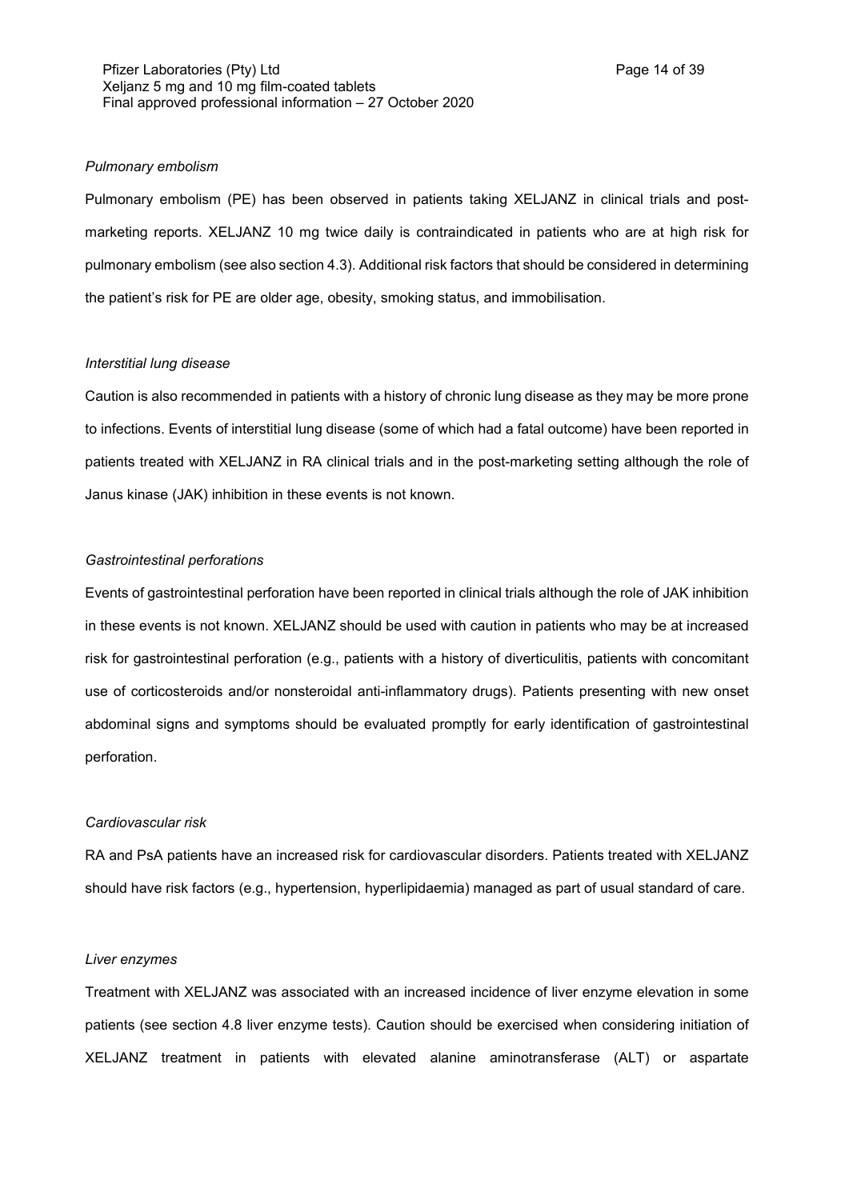*Pulmonary embolism*

Pulmonary embolism (PE) has been observed in patients taking XELJANZ in clinical trials and post-marketing reports. XELJANZ 10 mg twice daily is contraindicated in patients who are at high risk for pulmonary embolism (see also section 4.3). Additional risk factors that should be considered in determining the patient's risk for PE are older age, obesity, smoking status, and immobilisation.

*Interstitial lung disease*

Caution is also recommended in patients with a history of chronic lung disease as they may be more prone to infections. Events of interstitial lung disease (some of which had a fatal outcome) have been reported in patients treated with XELJANZ in RA clinical trials and in the post-marketing setting although the role of Janus kinase (JAK) inhibition in these events is not known.

*Gastrointestinal perforations*

Events of gastrointestinal perforation have been reported in clinical trials although the role of JAK inhibition in these events is not known. XELJANZ should be used with caution in patients who may be at increased risk for gastrointestinal perforation (e.g., patients with a history of diverticulitis, patients with concomitant use of corticosteroids and/or nonsteroidal anti-inflammatory drugs). Patients presenting with new onset abdominal signs and symptoms should be evaluated promptly for early identification of gastrointestinal perforation.

*Cardiovascular risk*

RA and PsA patients have an increased risk for cardiovascular disorders. Patients treated with XELJANZ should have risk factors (e.g., hypertension, hyperlipidaemia) managed as part of usual standard of care.

*Liver enzymes*

Treatment with XELJANZ was associated with an increased incidence of liver enzyme elevation in some patients (see section 4.8 liver enzyme tests). Caution should be exercised when considering initiation of XELJANZ treatment in patients with elevated alanine aminotransferase (ALT) or aspartate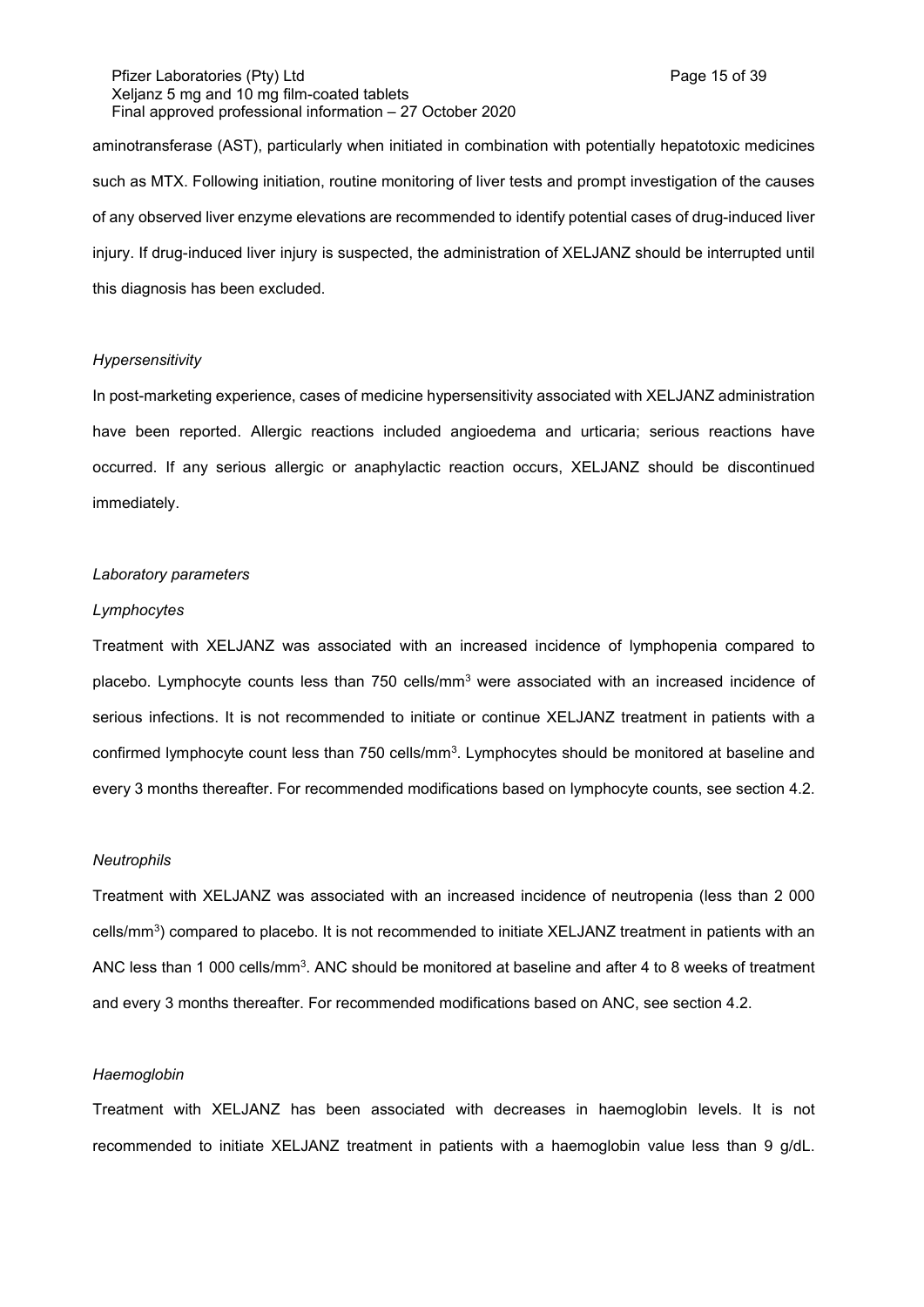aminotransferase (AST), particularly when initiated in combination with potentially hepatotoxic medicines such as MTX. Following initiation, routine monitoring of liver tests and prompt investigation of the causes of any observed liver enzyme elevations are recommended to identify potential cases of drug-induced liver injury. If drug-induced liver injury is suspected, the administration of XELJANZ should be interrupted until this diagnosis has been excluded.

*Hypersensitivity*

In post-marketing experience, cases of medicine hypersensitivity associated with XELJANZ administration have been reported. Allergic reactions included angioedema and urticaria; serious reactions have occurred. If any serious allergic or anaphylactic reaction occurs, XELJANZ should be discontinued immediately.

*Laboratory parameters*

*Lymphocytes*

Treatment with XELJANZ was associated with an increased incidence of lymphopenia compared to placebo. Lymphocyte counts less than 750 cells/mm$^3$ were associated with an increased incidence of serious infections. It is not recommended to initiate or continue XELJANZ treatment in patients with a confirmed lymphocyte count less than 750 cells/mm$^3$. Lymphocytes should be monitored at baseline and every 3 months thereafter. For recommended modifications based on lymphocyte counts, see section 4.2.

*Neutrophils*

Treatment with XELJANZ was associated with an increased incidence of neutropenia (less than 2 000 cells/mm$^3$) compared to placebo. It is not recommended to initiate XELJANZ treatment in patients with an ANC less than 1 000 cells/mm$^3$. ANC should be monitored at baseline and after 4 to 8 weeks of treatment and every 3 months thereafter. For recommended modifications based on ANC, see section 4.2.

*Haemoglobin*

Treatment with XELJANZ has been associated with decreases in haemoglobin levels. It is not recommended to initiate XELJANZ treatment in patients with a haemoglobin value less than 9 g/dL.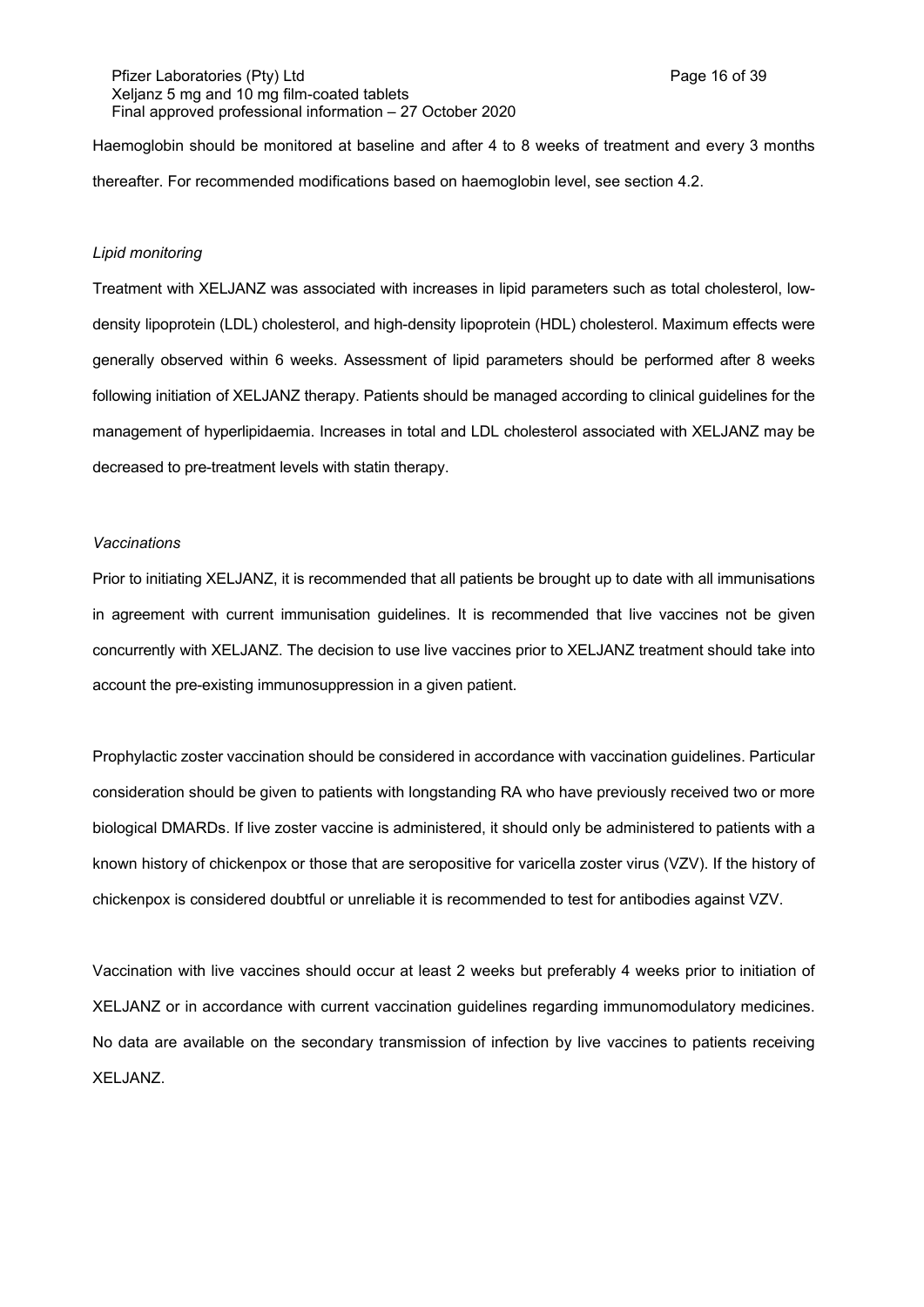Haemoglobin should be monitored at baseline and after 4 to 8 weeks of treatment and every 3 months thereafter. For recommended modifications based on haemoglobin level, see section 4.2.

*Lipid monitoring*

Treatment with XELJANZ was associated with increases in lipid parameters such as total cholesterol, low-density lipoprotein (LDL) cholesterol, and high-density lipoprotein (HDL) cholesterol. Maximum effects were generally observed within 6 weeks. Assessment of lipid parameters should be performed after 8 weeks following initiation of XELJANZ therapy. Patients should be managed according to clinical guidelines for the management of hyperlipidaemia. Increases in total and LDL cholesterol associated with XELJANZ may be decreased to pre-treatment levels with statin therapy.

*Vaccinations*

Prior to initiating XELJANZ, it is recommended that all patients be brought up to date with all immunisations in agreement with current immunisation guidelines. It is recommended that live vaccines not be given concurrently with XELJANZ. The decision to use live vaccines prior to XELJANZ treatment should take into account the pre-existing immunosuppression in a given patient.

Prophylactic zoster vaccination should be considered in accordance with vaccination guidelines. Particular consideration should be given to patients with longstanding RA who have previously received two or more biological DMARDs. If live zoster vaccine is administered, it should only be administered to patients with a known history of chickenpox or those that are seropositive for varicella zoster virus (VZV). If the history of chickenpox is considered doubtful or unreliable it is recommended to test for antibodies against VZV.

Vaccination with live vaccines should occur at least 2 weeks but preferably 4 weeks prior to initiation of XELJANZ or in accordance with current vaccination guidelines regarding immunomodulatory medicines. No data are available on the secondary transmission of infection by live vaccines to patients receiving XELJANZ.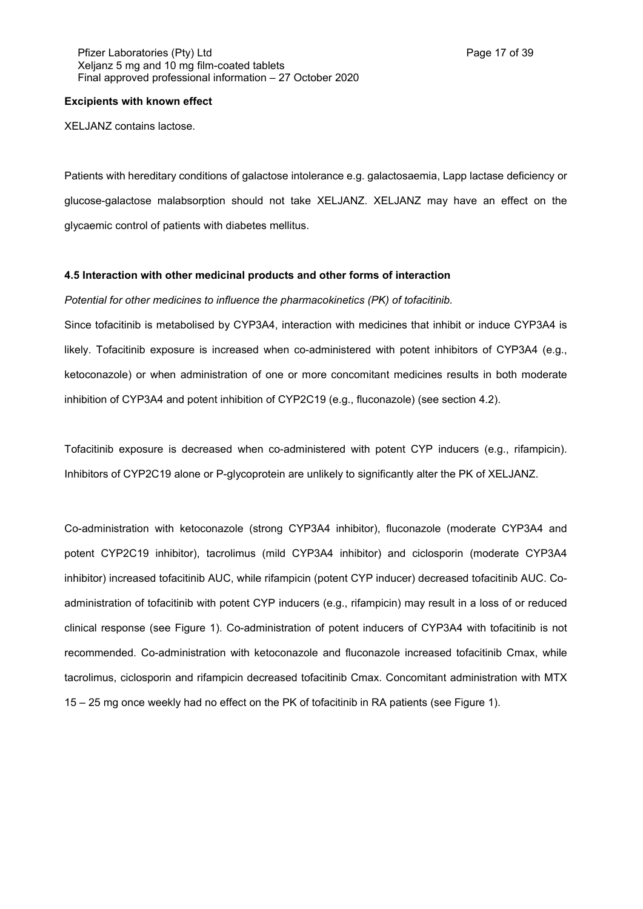**Excipients with known effect**

XELJANZ contains lactose.

Patients with hereditary conditions of galactose intolerance e.g. galactosaemia, Lapp lactase deficiency or glucose-galactose malabsorption should not take XELJANZ. XELJANZ may have an effect on the glycaemic control of patients with diabetes mellitus.

**4.5 Interaction with other medicinal products and other forms of interaction**

*Potential for other medicines to influence the pharmacokinetics (PK) of tofacitinib.*

Since tofacitinib is metabolised by CYP3A4, interaction with medicines that inhibit or induce CYP3A4 is likely. Tofacitinib exposure is increased when co-administered with potent inhibitors of CYP3A4 (e.g., ketoconazole) or when administration of one or more concomitant medicines results in both moderate inhibition of CYP3A4 and potent inhibition of CYP2C19 (e.g., fluconazole) (see section 4.2).

Tofacitinib exposure is decreased when co-administered with potent CYP inducers (e.g., rifampicin). Inhibitors of CYP2C19 alone or P-glycoprotein are unlikely to significantly alter the PK of XELJANZ.

Co-administration with ketoconazole (strong CYP3A4 inhibitor), fluconazole (moderate CYP3A4 and potent CYP2C19 inhibitor), tacrolimus (mild CYP3A4 inhibitor) and ciclosporin (moderate CYP3A4 inhibitor) increased tofacitinib AUC, while rifampicin (potent CYP inducer) decreased tofacitinib AUC. Co-administration of tofacitinib with potent CYP inducers (e.g., rifampicin) may result in a loss of or reduced clinical response (see Figure 1). Co-administration of potent inducers of CYP3A4 with tofacitinib is not recommended. Co-administration with ketoconazole and fluconazole increased tofacitinib Cmax, while tacrolimus, ciclosporin and rifampicin decreased tofacitinib Cmax. Concomitant administration with MTX 15 – 25 mg once weekly had no effect on the PK of tofacitinib in RA patients (see Figure 1).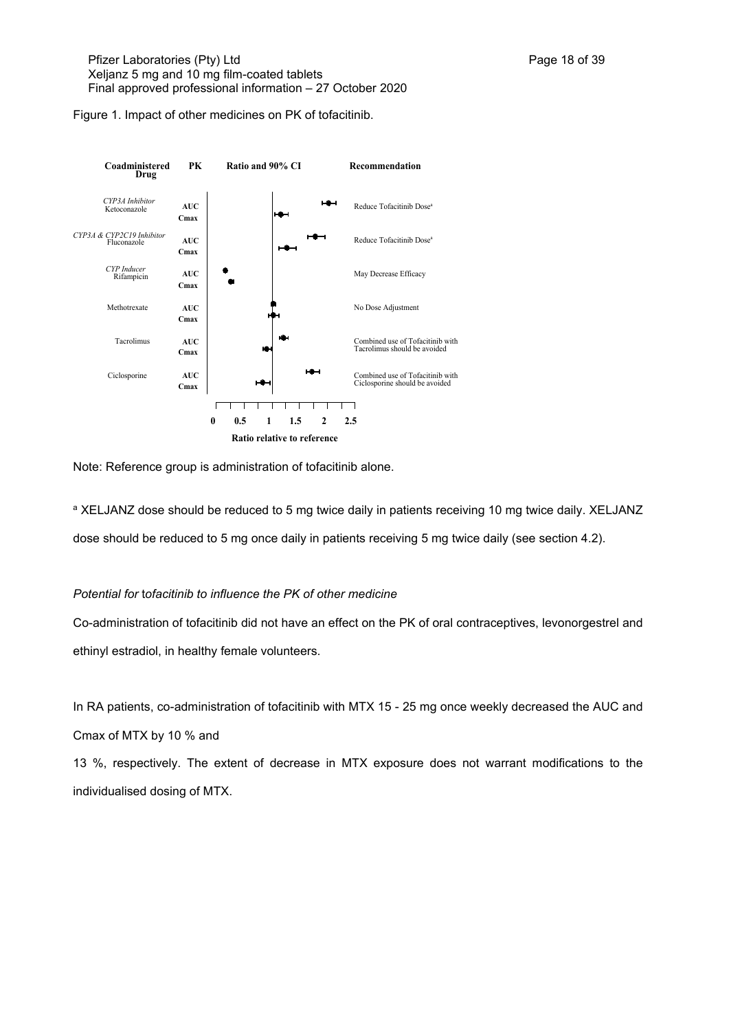Figure 1. Impact of other medicines on PK of tofacitinib.

| Coadministered Drug | PK | Recommendation |
|---|---|---|
| *CYP3A Inhibitor* Ketoconazole | AUC<br>Cmax | Reduce Tofacitinib Dose[a] |
| *CYP3A & CYP2C19 Inhibitor* Fluconazole | AUC<br>Cmax | Reduce Tofacitinib Dose[a] |
| *CYP Inducer* Rifampicin | AUC<br>Cmax | May Decrease Efficacy |
| Methotrexate | AUC<br>Cmax | No Dose Adjustment |
| Tacrolimus | AUC<br>Cmax | Combined use of Tofacitinib with Tacrolimus should be avoided |
| Ciclosporine | AUC<br>Cmax | Combined use of Tofacitinib with Ciclosporine should be avoided |

Ratio and 90% CI — Ratio relative to reference (axis: 0, 0.5, 1, 1.5, 2, 2.5)

Note: Reference group is administration of tofacitinib alone.

[a] XELJANZ dose should be reduced to 5 mg twice daily in patients receiving 10 mg twice daily. XELJANZ dose should be reduced to 5 mg once daily in patients receiving 5 mg twice daily (see section 4.2).

*Potential for tofacitinib to influence the PK of other medicine*

Co-administration of tofacitinib did not have an effect on the PK of oral contraceptives, levonorgestrel and ethinyl estradiol, in healthy female volunteers.

In RA patients, co-administration of tofacitinib with MTX 15 - 25 mg once weekly decreased the AUC and Cmax of MTX by 10 % and 13 %, respectively. The extent of decrease in MTX exposure does not warrant modifications to the individualised dosing of MTX.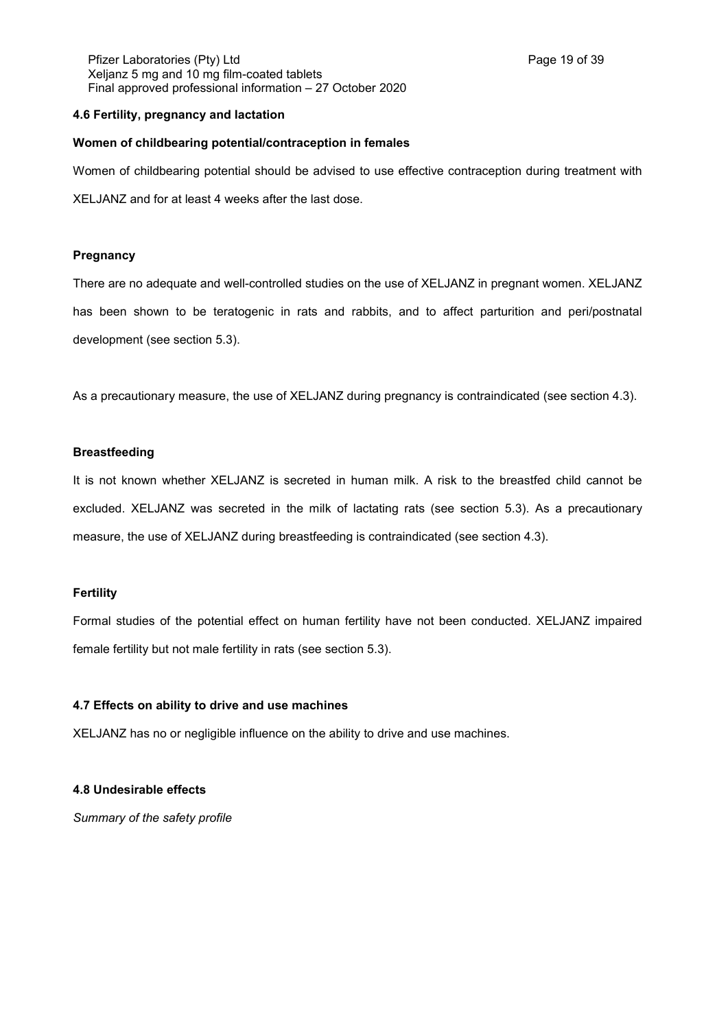## 4.6 Fertility, pregnancy and lactation

**Women of childbearing potential/contraception in females**

Women of childbearing potential should be advised to use effective contraception during treatment with XELJANZ and for at least 4 weeks after the last dose.

**Pregnancy**

There are no adequate and well-controlled studies on the use of XELJANZ in pregnant women. XELJANZ has been shown to be teratogenic in rats and rabbits, and to affect parturition and peri/postnatal development (see section 5.3).

As a precautionary measure, the use of XELJANZ during pregnancy is contraindicated (see section 4.3).

**Breastfeeding**

It is not known whether XELJANZ is secreted in human milk. A risk to the breastfed child cannot be excluded. XELJANZ was secreted in the milk of lactating rats (see section 5.3). As a precautionary measure, the use of XELJANZ during breastfeeding is contraindicated (see section 4.3).

**Fertility**

Formal studies of the potential effect on human fertility have not been conducted. XELJANZ impaired female fertility but not male fertility in rats (see section 5.3).

## 4.7 Effects on ability to drive and use machines

XELJANZ has no or negligible influence on the ability to drive and use machines.

## 4.8 Undesirable effects

*Summary of the safety profile*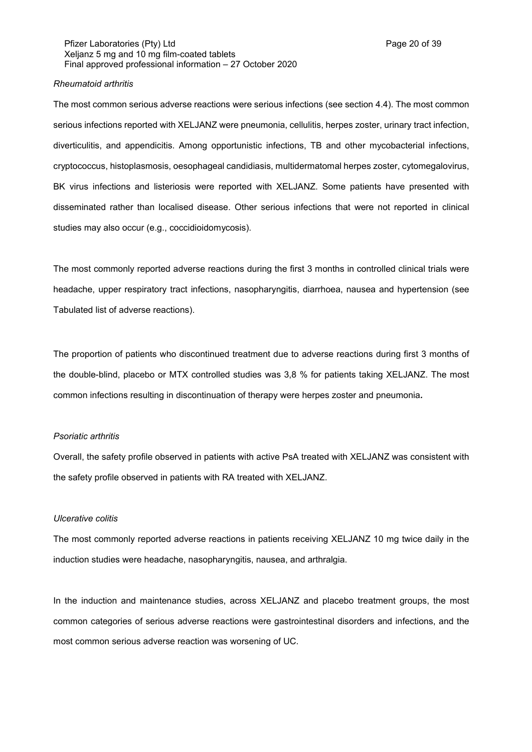*Rheumatoid arthritis*

The most common serious adverse reactions were serious infections (see section 4.4). The most common serious infections reported with XELJANZ were pneumonia, cellulitis, herpes zoster, urinary tract infection, diverticulitis, and appendicitis. Among opportunistic infections, TB and other mycobacterial infections, cryptococcus, histoplasmosis, oesophageal candidiasis, multidermatomal herpes zoster, cytomegalovirus, BK virus infections and listeriosis were reported with XELJANZ. Some patients have presented with disseminated rather than localised disease. Other serious infections that were not reported in clinical studies may also occur (e.g., coccidioidomycosis).

The most commonly reported adverse reactions during the first 3 months in controlled clinical trials were headache, upper respiratory tract infections, nasopharyngitis, diarrhoea, nausea and hypertension (see Tabulated list of adverse reactions).

The proportion of patients who discontinued treatment due to adverse reactions during first 3 months of the double-blind, placebo or MTX controlled studies was 3,8 % for patients taking XELJANZ. The most common infections resulting in discontinuation of therapy were herpes zoster and pneumonia**.**

*Psoriatic arthritis*

Overall, the safety profile observed in patients with active PsA treated with XELJANZ was consistent with the safety profile observed in patients with RA treated with XELJANZ.

*Ulcerative colitis*

The most commonly reported adverse reactions in patients receiving XELJANZ 10 mg twice daily in the induction studies were headache, nasopharyngitis, nausea, and arthralgia.

In the induction and maintenance studies, across XELJANZ and placebo treatment groups, the most common categories of serious adverse reactions were gastrointestinal disorders and infections, and the most common serious adverse reaction was worsening of UC.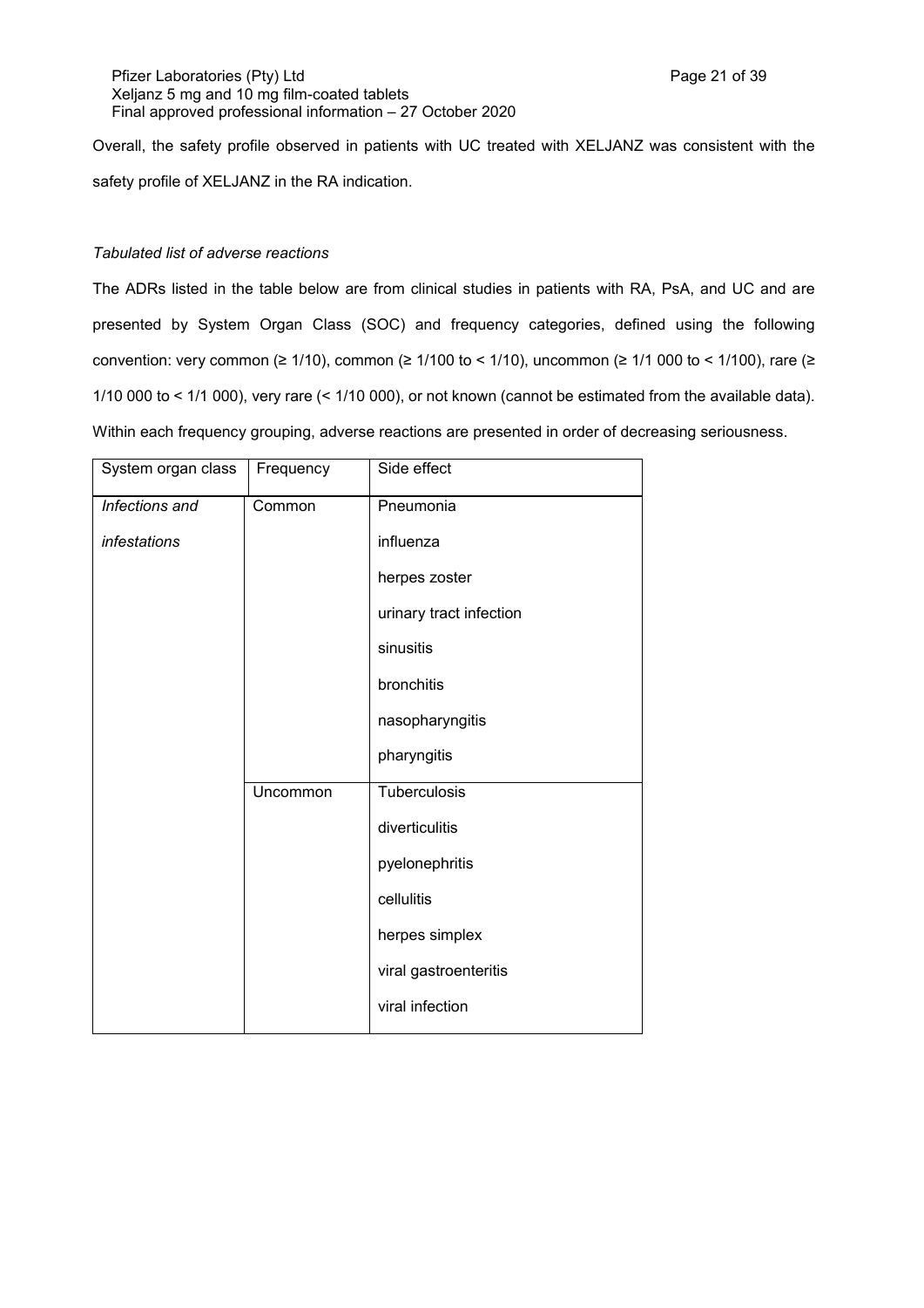Overall, the safety profile observed in patients with UC treated with XELJANZ was consistent with the safety profile of XELJANZ in the RA indication.

*Tabulated list of adverse reactions*

The ADRs listed in the table below are from clinical studies in patients with RA, PsA, and UC and are presented by System Organ Class (SOC) and frequency categories, defined using the following convention: very common (≥ 1/10), common (≥ 1/100 to < 1/10), uncommon (≥ 1/1 000 to < 1/100), rare (≥ 1/10 000 to < 1/1 000), very rare (< 1/10 000), or not known (cannot be estimated from the available data). Within each frequency grouping, adverse reactions are presented in order of decreasing seriousness.

| System organ class | Frequency | Side effect |
|---|---|---|
| *Infections and infestations* | Common | Pneumonia<br>influenza<br>herpes zoster<br>urinary tract infection<br>sinusitis<br>bronchitis<br>nasopharyngitis<br>pharyngitis |
| | Uncommon | Tuberculosis<br>diverticulitis<br>pyelonephritis<br>cellulitis<br>herpes simplex<br>viral gastroenteritis<br>viral infection |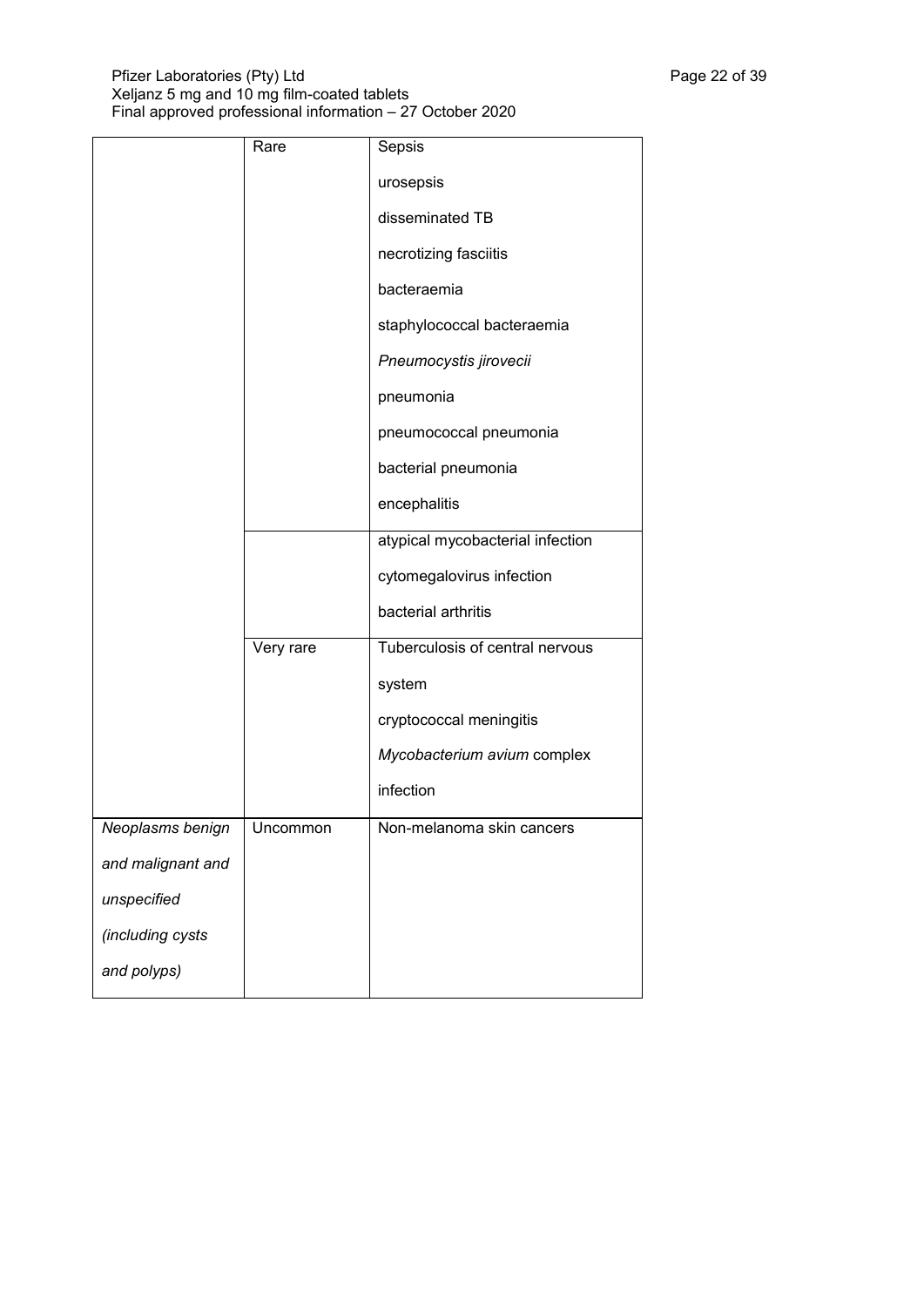| | | |
|---|---|---|
| | Rare | Sepsis<br>urosepsis<br>disseminated TB<br>necrotizing fasciitis<br>bacteraemia<br>staphylococcal bacteraemia<br>*Pneumocystis jirovecii* pneumonia<br>pneumococcal pneumonia<br>bacterial pneumonia<br>encephalitis |
| | | atypical mycobacterial infection<br>cytomegalovirus infection<br>bacterial arthritis |
| | Very rare | Tuberculosis of central nervous system<br>cryptococcal meningitis<br>*Mycobacterium avium* complex infection |
| *Neoplasms benign and malignant and unspecified (including cysts and polyps)* | Uncommon | Non-melanoma skin cancers |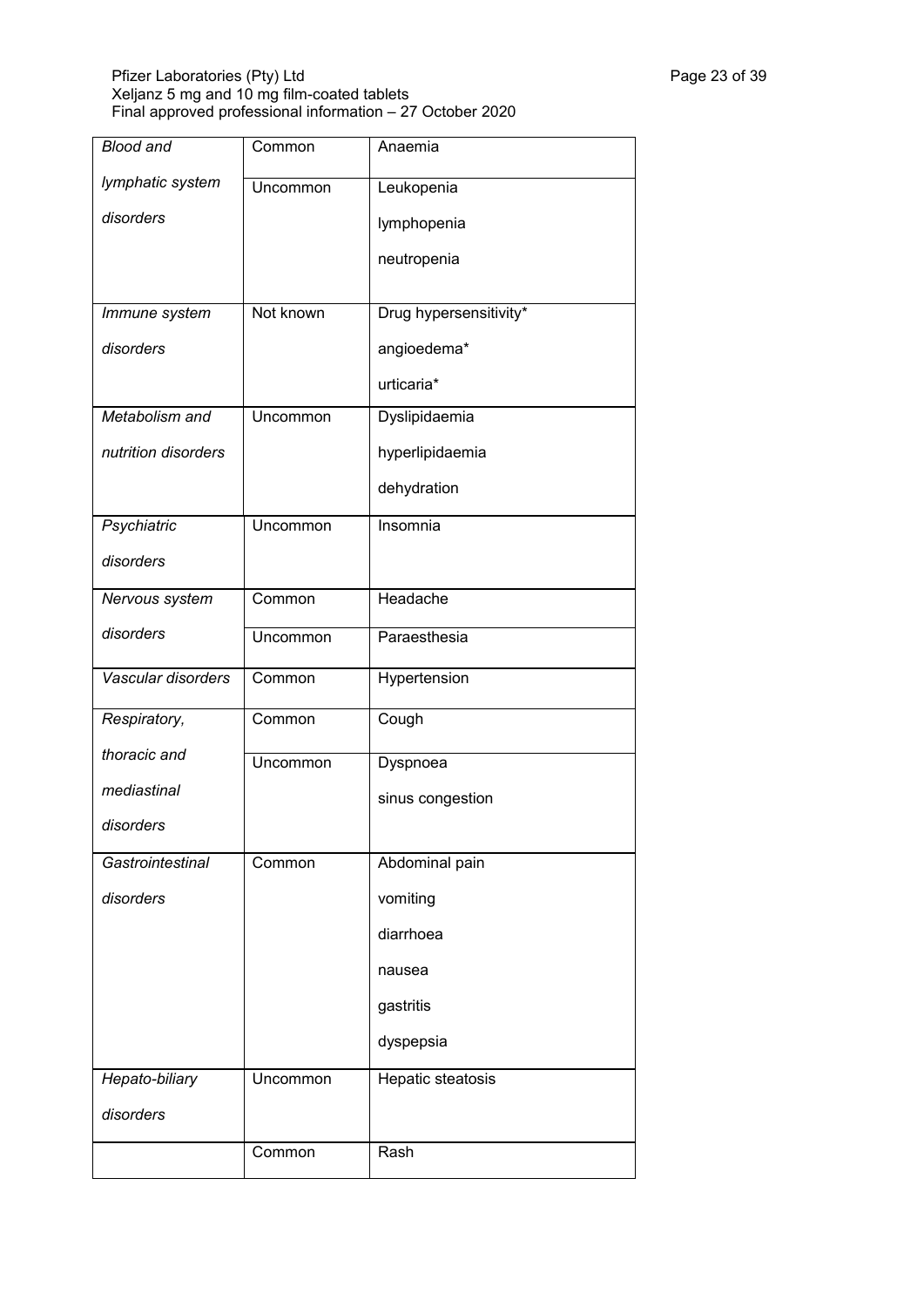| | | |
|---|---|---|
| *Blood and lymphatic system disorders* | Common | Anaemia |
| | Uncommon | Leukopenia<br>lymphopenia<br>neutropenia |
| *Immune system disorders* | Not known | Drug hypersensitivity*<br>angioedema*<br>urticaria* |
| *Metabolism and nutrition disorders* | Uncommon | Dyslipidaemia<br>hyperlipidaemia<br>dehydration |
| *Psychiatric disorders* | Uncommon | Insomnia |
| *Nervous system disorders* | Common | Headache |
| | Uncommon | Paraesthesia |
| *Vascular disorders* | Common | Hypertension |
| *Respiratory, thoracic and mediastinal disorders* | Common | Cough |
| | Uncommon | Dyspnoea<br>sinus congestion |
| *Gastrointestinal disorders* | Common | Abdominal pain<br>vomiting<br>diarrhoea<br>nausea<br>gastritis<br>dyspepsia |
| *Hepato-biliary disorders* | Uncommon | Hepatic steatosis |
| | Common | Rash |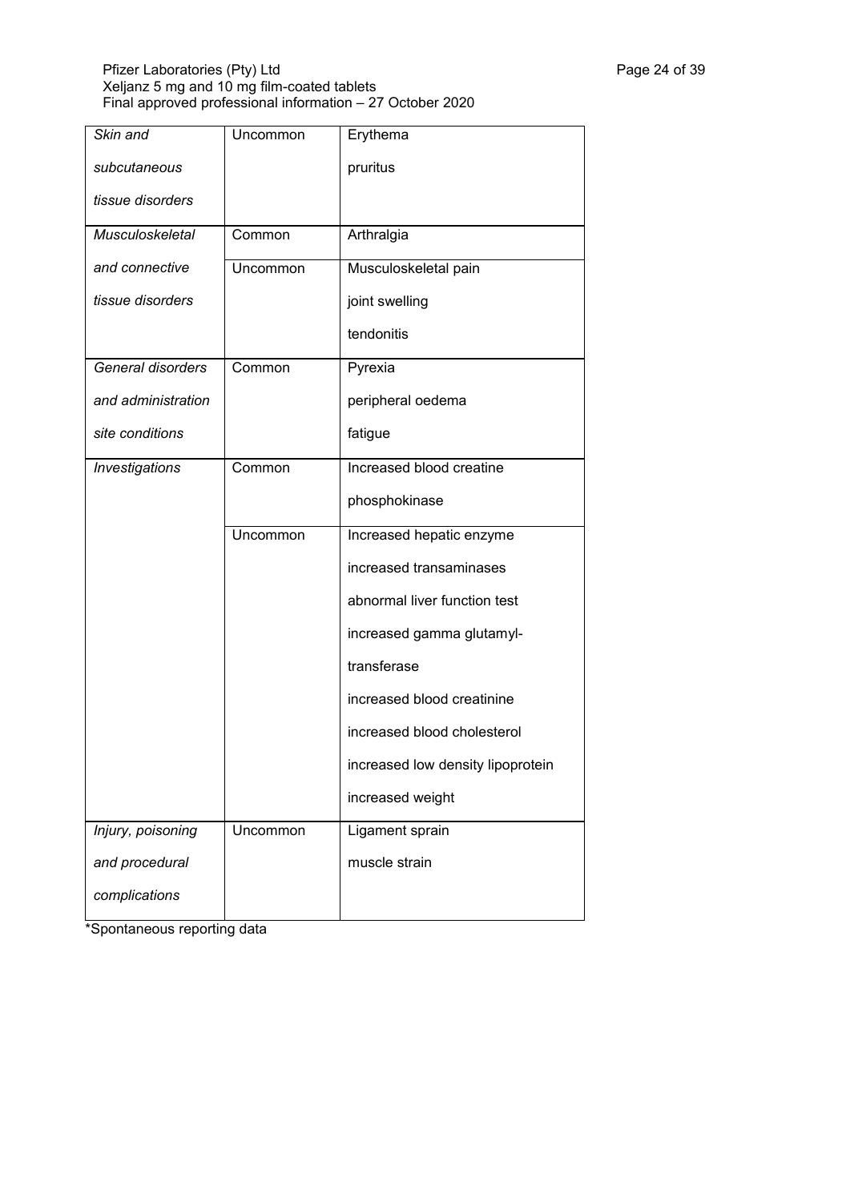| *Skin and subcutaneous tissue disorders* | Uncommon | Erythema<br>pruritus |
|---|---|---|
| *Musculoskeletal and connective tissue disorders* | Common | Arthralgia |
| | Uncommon | Musculoskeletal pain<br>joint swelling<br>tendonitis |
| *General disorders and administration site conditions* | Common | Pyrexia<br>peripheral oedema<br>fatigue |
| *Investigations* | Common | Increased blood creatine phosphokinase |
| | Uncommon | Increased hepatic enzyme<br>increased transaminases<br>abnormal liver function test<br>increased gamma glutamyl-transferase<br>increased blood creatinine<br>increased blood cholesterol<br>increased low density lipoprotein<br>increased weight |
| *Injury, poisoning and procedural complications* | Uncommon | Ligament sprain<br>muscle strain |

*Spontaneous reporting data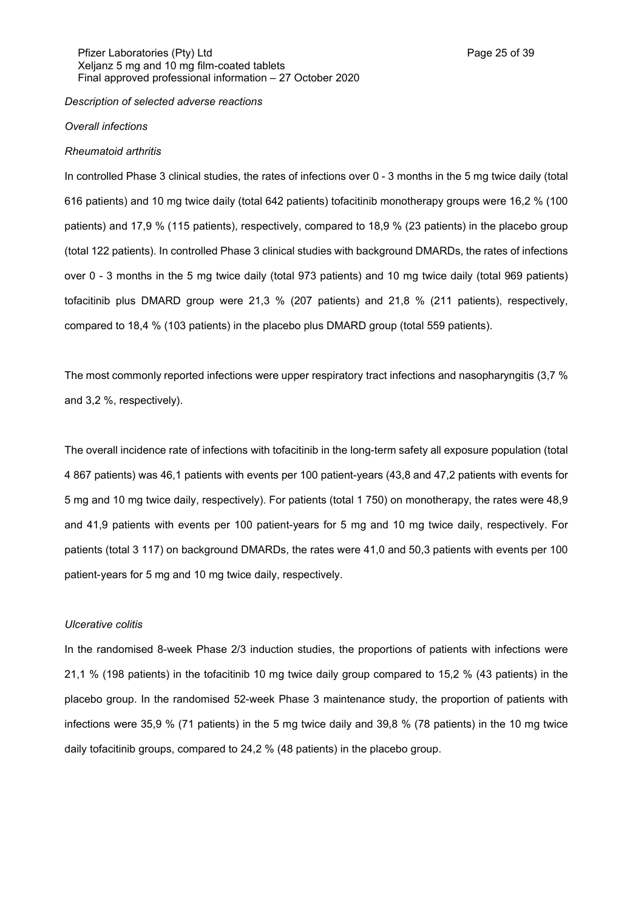*Description of selected adverse reactions*

*Overall infections*

*Rheumatoid arthritis*

In controlled Phase 3 clinical studies, the rates of infections over 0 - 3 months in the 5 mg twice daily (total 616 patients) and 10 mg twice daily (total 642 patients) tofacitinib monotherapy groups were 16,2 % (100 patients) and 17,9 % (115 patients), respectively, compared to 18,9 % (23 patients) in the placebo group (total 122 patients). In controlled Phase 3 clinical studies with background DMARDs, the rates of infections over 0 - 3 months in the 5 mg twice daily (total 973 patients) and 10 mg twice daily (total 969 patients) tofacitinib plus DMARD group were 21,3 % (207 patients) and 21,8 % (211 patients), respectively, compared to 18,4 % (103 patients) in the placebo plus DMARD group (total 559 patients).

The most commonly reported infections were upper respiratory tract infections and nasopharyngitis (3,7 % and 3,2 %, respectively).

The overall incidence rate of infections with tofacitinib in the long-term safety all exposure population (total 4 867 patients) was 46,1 patients with events per 100 patient-years (43,8 and 47,2 patients with events for 5 mg and 10 mg twice daily, respectively). For patients (total 1 750) on monotherapy, the rates were 48,9 and 41,9 patients with events per 100 patient-years for 5 mg and 10 mg twice daily, respectively. For patients (total 3 117) on background DMARDs, the rates were 41,0 and 50,3 patients with events per 100 patient-years for 5 mg and 10 mg twice daily, respectively.

*Ulcerative colitis*

In the randomised 8-week Phase 2/3 induction studies, the proportions of patients with infections were 21,1 % (198 patients) in the tofacitinib 10 mg twice daily group compared to 15,2 % (43 patients) in the placebo group. In the randomised 52-week Phase 3 maintenance study, the proportion of patients with infections were 35,9 % (71 patients) in the 5 mg twice daily and 39,8 % (78 patients) in the 10 mg twice daily tofacitinib groups, compared to 24,2 % (48 patients) in the placebo group.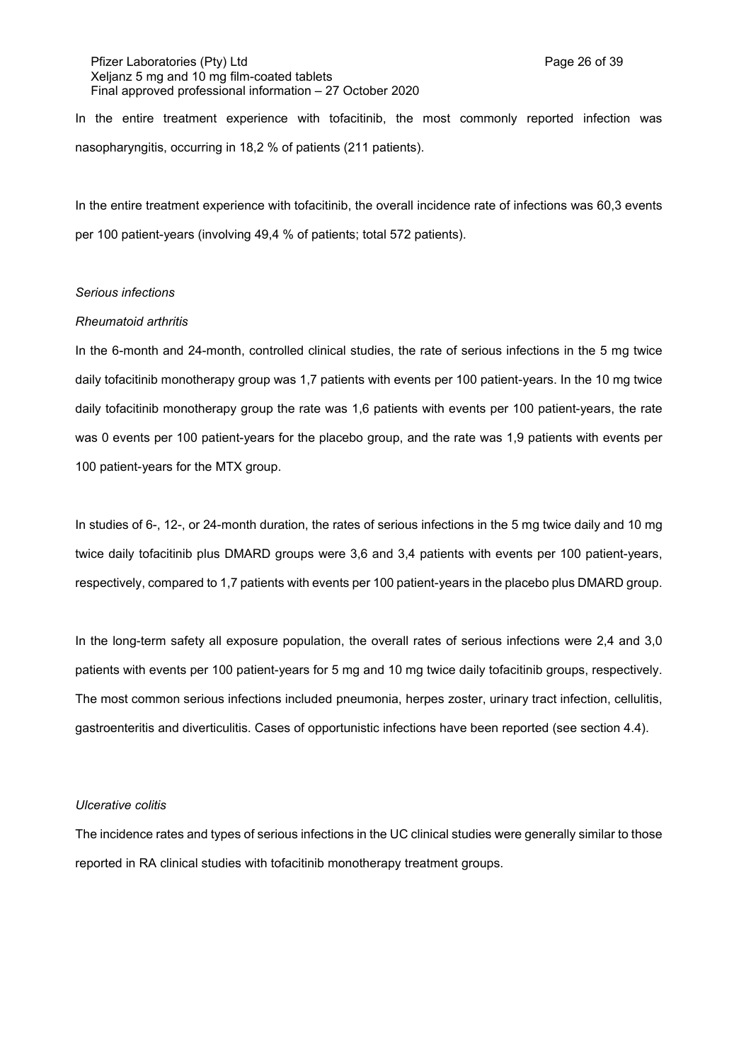In the entire treatment experience with tofacitinib, the most commonly reported infection was nasopharyngitis, occurring in 18,2 % of patients (211 patients).

In the entire treatment experience with tofacitinib, the overall incidence rate of infections was 60,3 events per 100 patient-years (involving 49,4 % of patients; total 572 patients).

*Serious infections*

*Rheumatoid arthritis*

In the 6-month and 24-month, controlled clinical studies, the rate of serious infections in the 5 mg twice daily tofacitinib monotherapy group was 1,7 patients with events per 100 patient-years. In the 10 mg twice daily tofacitinib monotherapy group the rate was 1,6 patients with events per 100 patient-years, the rate was 0 events per 100 patient-years for the placebo group, and the rate was 1,9 patients with events per 100 patient-years for the MTX group.

In studies of 6-, 12-, or 24-month duration, the rates of serious infections in the 5 mg twice daily and 10 mg twice daily tofacitinib plus DMARD groups were 3,6 and 3,4 patients with events per 100 patient-years, respectively, compared to 1,7 patients with events per 100 patient-years in the placebo plus DMARD group.

In the long-term safety all exposure population, the overall rates of serious infections were 2,4 and 3,0 patients with events per 100 patient-years for 5 mg and 10 mg twice daily tofacitinib groups, respectively. The most common serious infections included pneumonia, herpes zoster, urinary tract infection, cellulitis, gastroenteritis and diverticulitis. Cases of opportunistic infections have been reported (see section 4.4).

*Ulcerative colitis*

The incidence rates and types of serious infections in the UC clinical studies were generally similar to those reported in RA clinical studies with tofacitinib monotherapy treatment groups.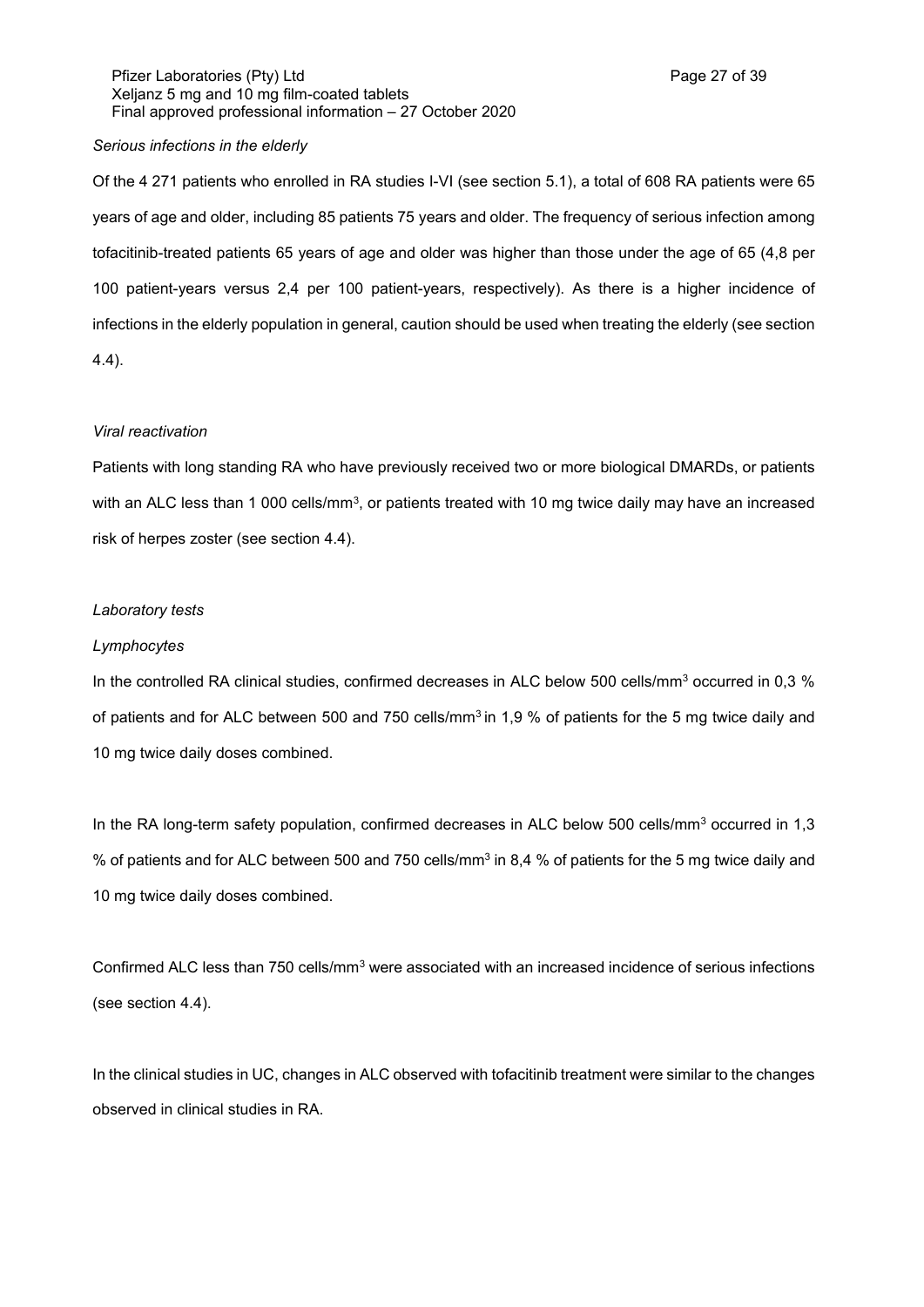*Serious infections in the elderly*

Of the 4 271 patients who enrolled in RA studies I-VI (see section 5.1), a total of 608 RA patients were 65 years of age and older, including 85 patients 75 years and older. The frequency of serious infection among tofacitinib-treated patients 65 years of age and older was higher than those under the age of 65 (4,8 per 100 patient-years versus 2,4 per 100 patient-years, respectively). As there is a higher incidence of infections in the elderly population in general, caution should be used when treating the elderly (see section 4.4).

*Viral reactivation*

Patients with long standing RA who have previously received two or more biological DMARDs, or patients with an ALC less than 1 000 cells/mm$^3$, or patients treated with 10 mg twice daily may have an increased risk of herpes zoster (see section 4.4).

*Laboratory tests*

*Lymphocytes*

In the controlled RA clinical studies, confirmed decreases in ALC below 500 cells/mm$^3$ occurred in 0,3 % of patients and for ALC between 500 and 750 cells/mm$^3$ in 1,9 % of patients for the 5 mg twice daily and 10 mg twice daily doses combined.

In the RA long-term safety population, confirmed decreases in ALC below 500 cells/mm$^3$ occurred in 1,3 % of patients and for ALC between 500 and 750 cells/mm$^3$ in 8,4 % of patients for the 5 mg twice daily and 10 mg twice daily doses combined.

Confirmed ALC less than 750 cells/mm$^3$ were associated with an increased incidence of serious infections (see section 4.4).

In the clinical studies in UC, changes in ALC observed with tofacitinib treatment were similar to the changes observed in clinical studies in RA.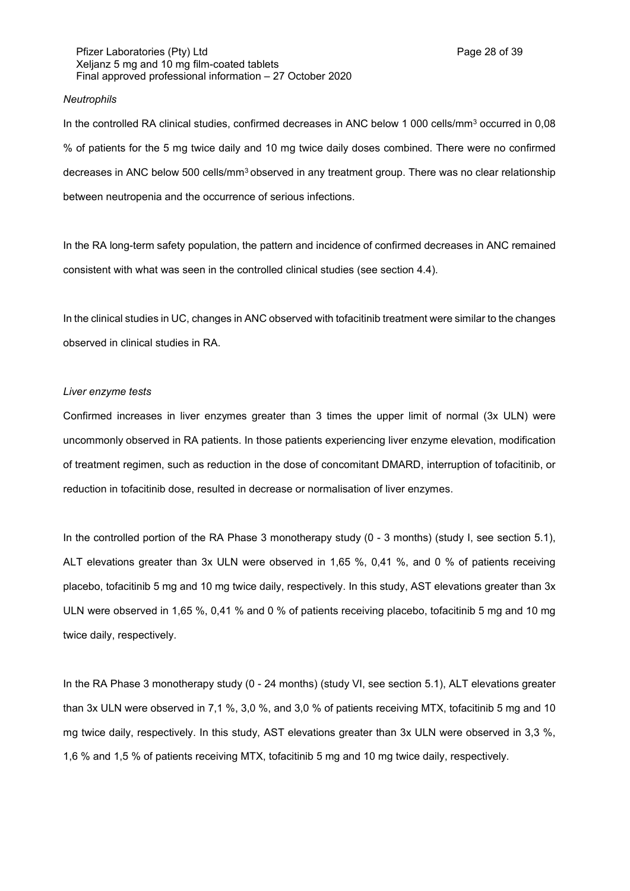*Neutrophils*

In the controlled RA clinical studies, confirmed decreases in ANC below 1 000 cells/mm$^3$ occurred in 0,08 % of patients for the 5 mg twice daily and 10 mg twice daily doses combined. There were no confirmed decreases in ANC below 500 cells/mm$^3$ observed in any treatment group. There was no clear relationship between neutropenia and the occurrence of serious infections.

In the RA long-term safety population, the pattern and incidence of confirmed decreases in ANC remained consistent with what was seen in the controlled clinical studies (see section 4.4).

In the clinical studies in UC, changes in ANC observed with tofacitinib treatment were similar to the changes observed in clinical studies in RA.

*Liver enzyme tests*

Confirmed increases in liver enzymes greater than 3 times the upper limit of normal (3x ULN) were uncommonly observed in RA patients. In those patients experiencing liver enzyme elevation, modification of treatment regimen, such as reduction in the dose of concomitant DMARD, interruption of tofacitinib, or reduction in tofacitinib dose, resulted in decrease or normalisation of liver enzymes.

In the controlled portion of the RA Phase 3 monotherapy study (0 - 3 months) (study I, see section 5.1), ALT elevations greater than 3x ULN were observed in 1,65 %, 0,41 %, and 0 % of patients receiving placebo, tofacitinib 5 mg and 10 mg twice daily, respectively. In this study, AST elevations greater than 3x ULN were observed in 1,65 %, 0,41 % and 0 % of patients receiving placebo, tofacitinib 5 mg and 10 mg twice daily, respectively.

In the RA Phase 3 monotherapy study (0 - 24 months) (study VI, see section 5.1), ALT elevations greater than 3x ULN were observed in 7,1 %, 3,0 %, and 3,0 % of patients receiving MTX, tofacitinib 5 mg and 10 mg twice daily, respectively. In this study, AST elevations greater than 3x ULN were observed in 3,3 %, 1,6 % and 1,5 % of patients receiving MTX, tofacitinib 5 mg and 10 mg twice daily, respectively.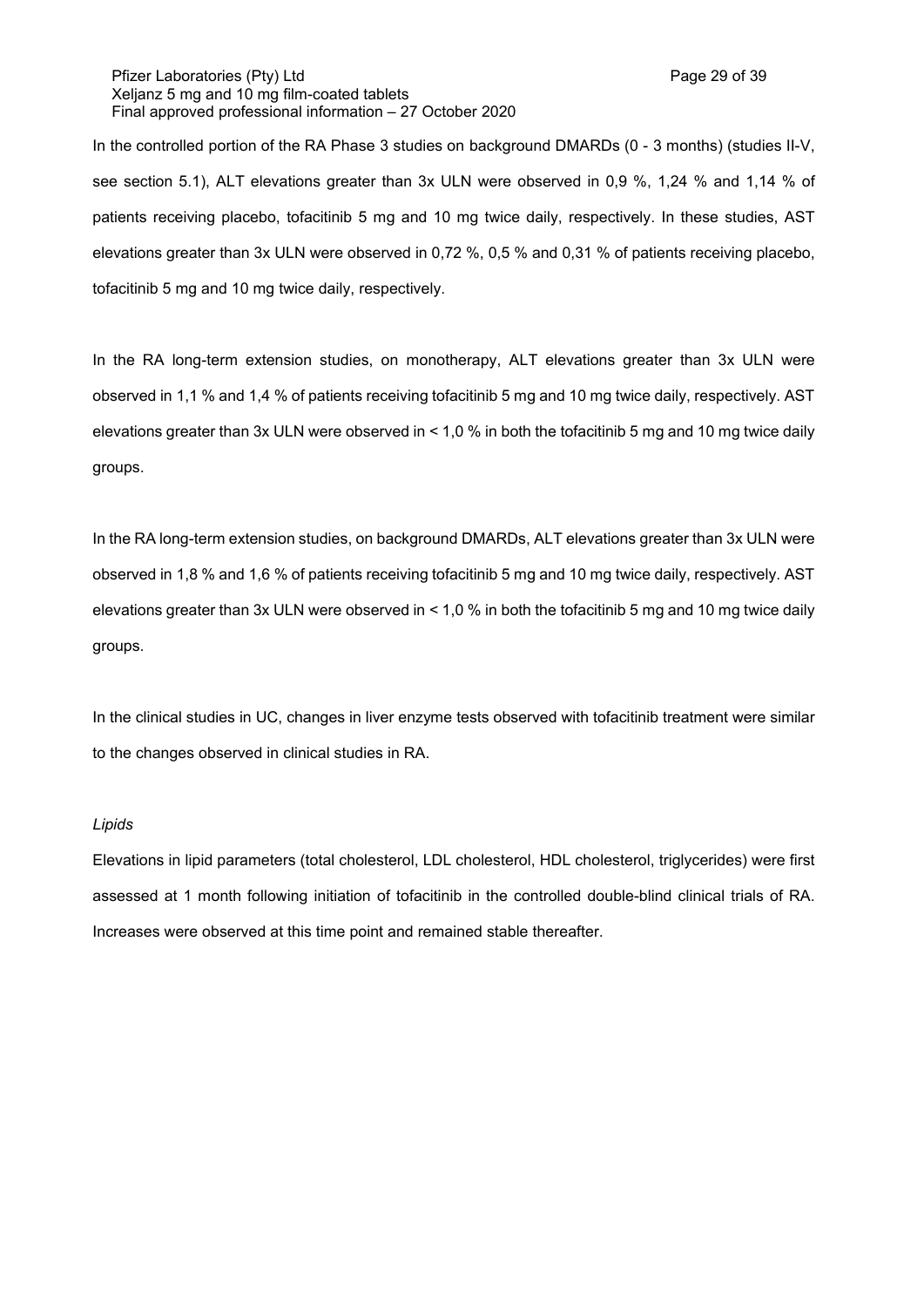In the controlled portion of the RA Phase 3 studies on background DMARDs (0 - 3 months) (studies II-V, see section 5.1), ALT elevations greater than 3x ULN were observed in 0,9 %, 1,24 % and 1,14 % of patients receiving placebo, tofacitinib 5 mg and 10 mg twice daily, respectively. In these studies, AST elevations greater than 3x ULN were observed in 0,72 %, 0,5 % and 0,31 % of patients receiving placebo, tofacitinib 5 mg and 10 mg twice daily, respectively.

In the RA long-term extension studies, on monotherapy, ALT elevations greater than 3x ULN were observed in 1,1 % and 1,4 % of patients receiving tofacitinib 5 mg and 10 mg twice daily, respectively. AST elevations greater than 3x ULN were observed in < 1,0 % in both the tofacitinib 5 mg and 10 mg twice daily groups.

In the RA long-term extension studies, on background DMARDs, ALT elevations greater than 3x ULN were observed in 1,8 % and 1,6 % of patients receiving tofacitinib 5 mg and 10 mg twice daily, respectively. AST elevations greater than 3x ULN were observed in < 1,0 % in both the tofacitinib 5 mg and 10 mg twice daily groups.

In the clinical studies in UC, changes in liver enzyme tests observed with tofacitinib treatment were similar to the changes observed in clinical studies in RA.

*Lipids*

Elevations in lipid parameters (total cholesterol, LDL cholesterol, HDL cholesterol, triglycerides) were first assessed at 1 month following initiation of tofacitinib in the controlled double-blind clinical trials of RA. Increases were observed at this time point and remained stable thereafter.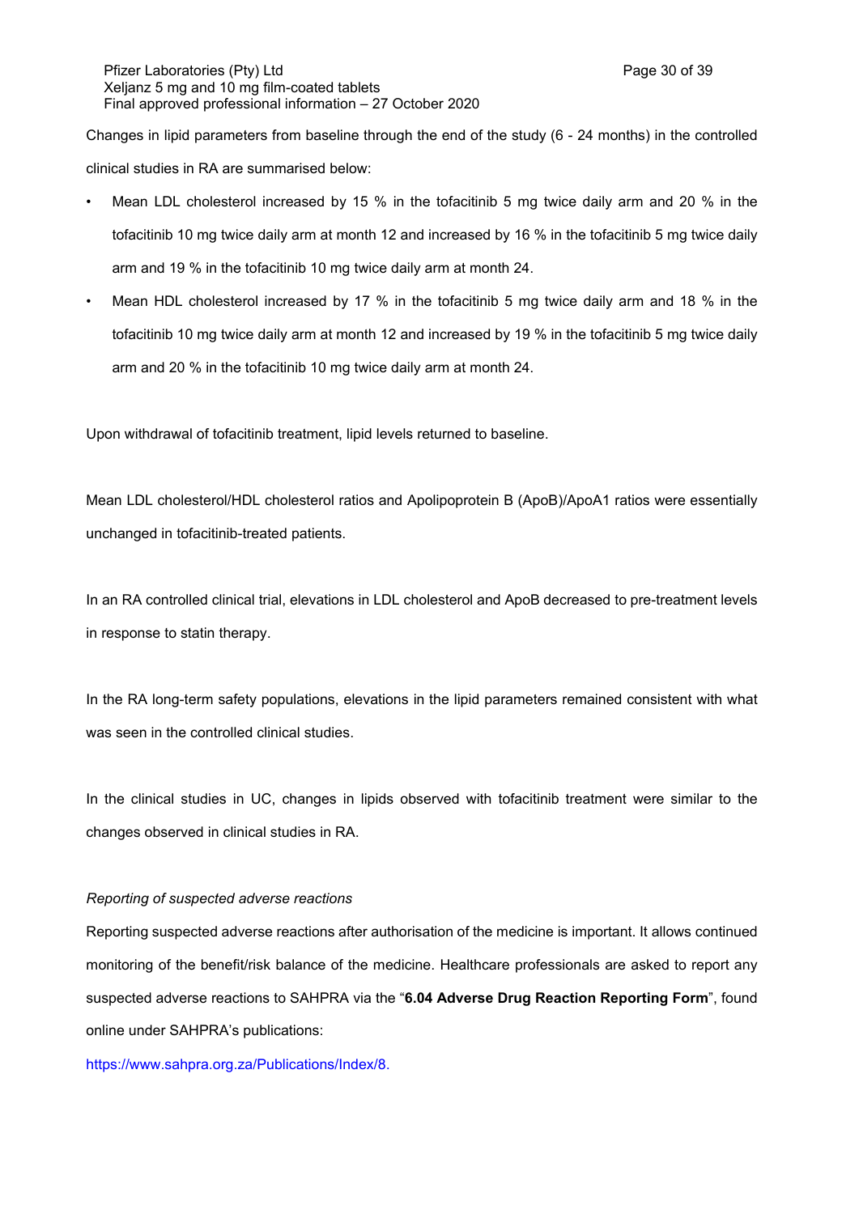Changes in lipid parameters from baseline through the end of the study (6 - 24 months) in the controlled clinical studies in RA are summarised below:

- Mean LDL cholesterol increased by 15 % in the tofacitinib 5 mg twice daily arm and 20 % in the tofacitinib 10 mg twice daily arm at month 12 and increased by 16 % in the tofacitinib 5 mg twice daily arm and 19 % in the tofacitinib 10 mg twice daily arm at month 24.
- Mean HDL cholesterol increased by 17 % in the tofacitinib 5 mg twice daily arm and 18 % in the tofacitinib 10 mg twice daily arm at month 12 and increased by 19 % in the tofacitinib 5 mg twice daily arm and 20 % in the tofacitinib 10 mg twice daily arm at month 24.

Upon withdrawal of tofacitinib treatment, lipid levels returned to baseline.

Mean LDL cholesterol/HDL cholesterol ratios and Apolipoprotein B (ApoB)/ApoA1 ratios were essentially unchanged in tofacitinib-treated patients.

In an RA controlled clinical trial, elevations in LDL cholesterol and ApoB decreased to pre-treatment levels in response to statin therapy.

In the RA long-term safety populations, elevations in the lipid parameters remained consistent with what was seen in the controlled clinical studies.

In the clinical studies in UC, changes in lipids observed with tofacitinib treatment were similar to the changes observed in clinical studies in RA.

*Reporting of suspected adverse reactions*

Reporting suspected adverse reactions after authorisation of the medicine is important. It allows continued monitoring of the benefit/risk balance of the medicine. Healthcare professionals are asked to report any suspected adverse reactions to SAHPRA via the "**6.04 Adverse Drug Reaction Reporting Form**", found online under SAHPRA's publications:

https://www.sahpra.org.za/Publications/Index/8.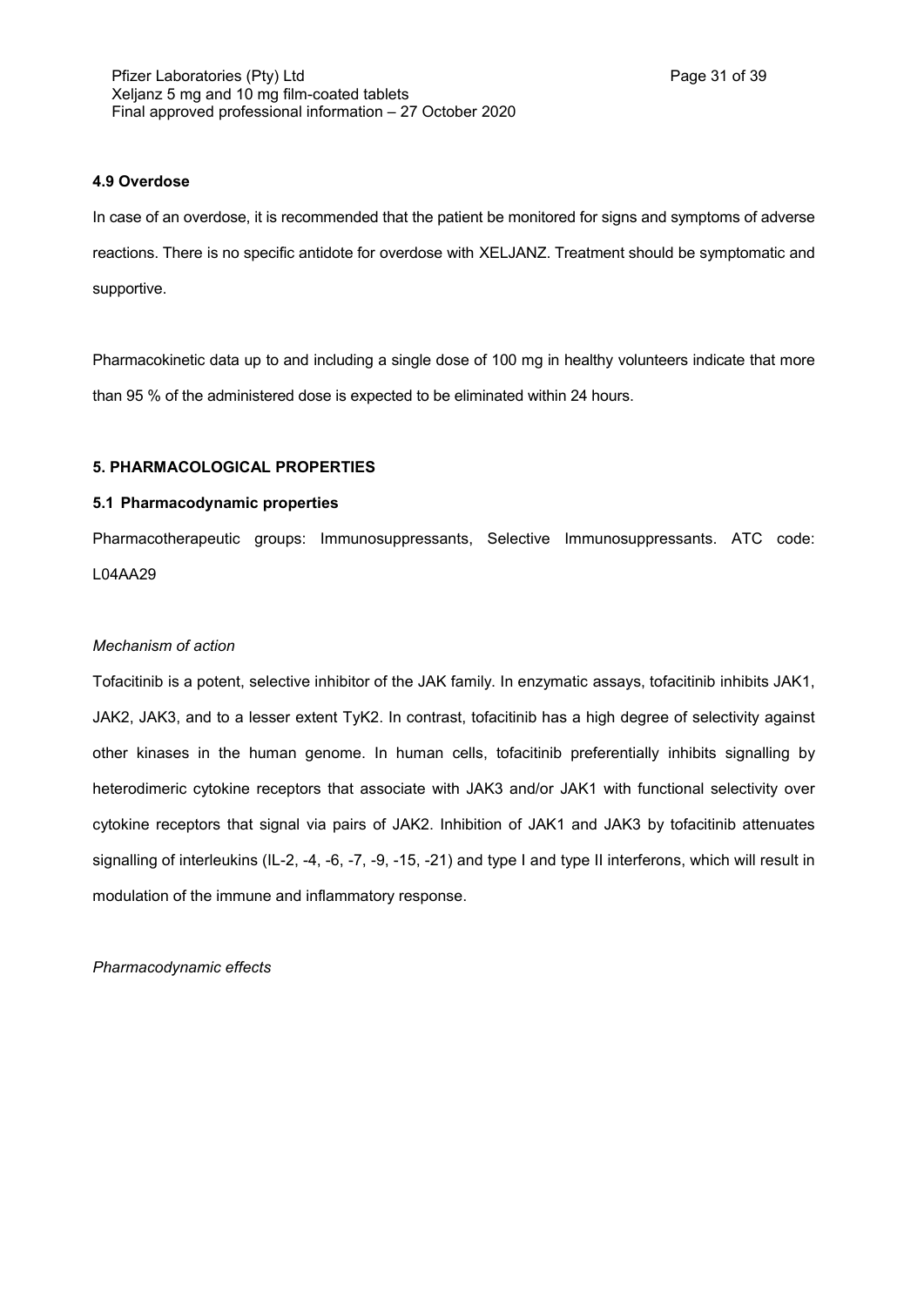### 4.9 Overdose

In case of an overdose, it is recommended that the patient be monitored for signs and symptoms of adverse reactions. There is no specific antidote for overdose with XELJANZ. Treatment should be symptomatic and supportive.

Pharmacokinetic data up to and including a single dose of 100 mg in healthy volunteers indicate that more than 95 % of the administered dose is expected to be eliminated within 24 hours.

## 5. PHARMACOLOGICAL PROPERTIES

### 5.1 Pharmacodynamic properties

Pharmacotherapeutic groups: Immunosuppressants, Selective Immunosuppressants. ATC code: L04AA29

*Mechanism of action*

Tofacitinib is a potent, selective inhibitor of the JAK family. In enzymatic assays, tofacitinib inhibits JAK1, JAK2, JAK3, and to a lesser extent TyK2. In contrast, tofacitinib has a high degree of selectivity against other kinases in the human genome. In human cells, tofacitinib preferentially inhibits signalling by heterodimeric cytokine receptors that associate with JAK3 and/or JAK1 with functional selectivity over cytokine receptors that signal via pairs of JAK2. Inhibition of JAK1 and JAK3 by tofacitinib attenuates signalling of interleukins (IL-2, -4, -6, -7, -9, -15, -21) and type I and type II interferons, which will result in modulation of the immune and inflammatory response.

*Pharmacodynamic effects*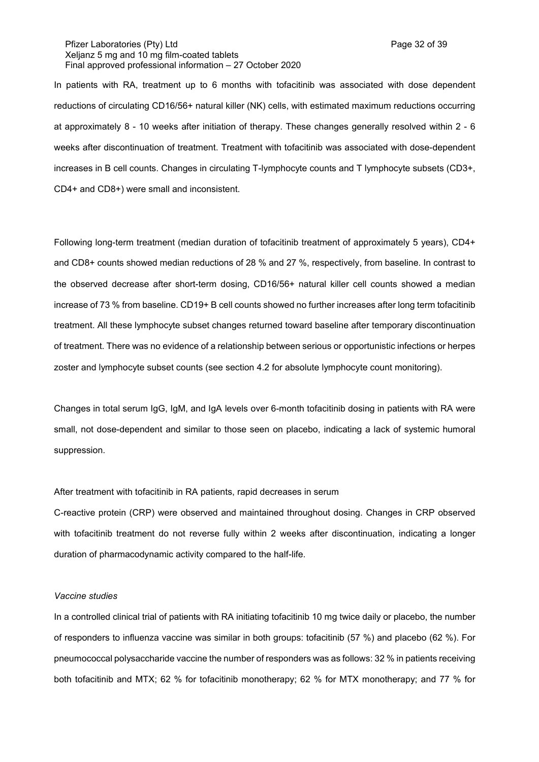In patients with RA, treatment up to 6 months with tofacitinib was associated with dose dependent reductions of circulating CD16/56+ natural killer (NK) cells, with estimated maximum reductions occurring at approximately 8 - 10 weeks after initiation of therapy. These changes generally resolved within 2 - 6 weeks after discontinuation of treatment. Treatment with tofacitinib was associated with dose-dependent increases in B cell counts. Changes in circulating T-lymphocyte counts and T lymphocyte subsets (CD3+, CD4+ and CD8+) were small and inconsistent.

Following long-term treatment (median duration of tofacitinib treatment of approximately 5 years), CD4+ and CD8+ counts showed median reductions of 28 % and 27 %, respectively, from baseline. In contrast to the observed decrease after short-term dosing, CD16/56+ natural killer cell counts showed a median increase of 73 % from baseline. CD19+ B cell counts showed no further increases after long term tofacitinib treatment. All these lymphocyte subset changes returned toward baseline after temporary discontinuation of treatment. There was no evidence of a relationship between serious or opportunistic infections or herpes zoster and lymphocyte subset counts (see section 4.2 for absolute lymphocyte count monitoring).

Changes in total serum IgG, IgM, and IgA levels over 6-month tofacitinib dosing in patients with RA were small, not dose-dependent and similar to those seen on placebo, indicating a lack of systemic humoral suppression.

After treatment with tofacitinib in RA patients, rapid decreases in serum C-reactive protein (CRP) were observed and maintained throughout dosing. Changes in CRP observed with tofacitinib treatment do not reverse fully within 2 weeks after discontinuation, indicating a longer duration of pharmacodynamic activity compared to the half-life.

*Vaccine studies*

In a controlled clinical trial of patients with RA initiating tofacitinib 10 mg twice daily or placebo, the number of responders to influenza vaccine was similar in both groups: tofacitinib (57 %) and placebo (62 %). For pneumococcal polysaccharide vaccine the number of responders was as follows: 32 % in patients receiving both tofacitinib and MTX; 62 % for tofacitinib monotherapy; 62 % for MTX monotherapy; and 77 % for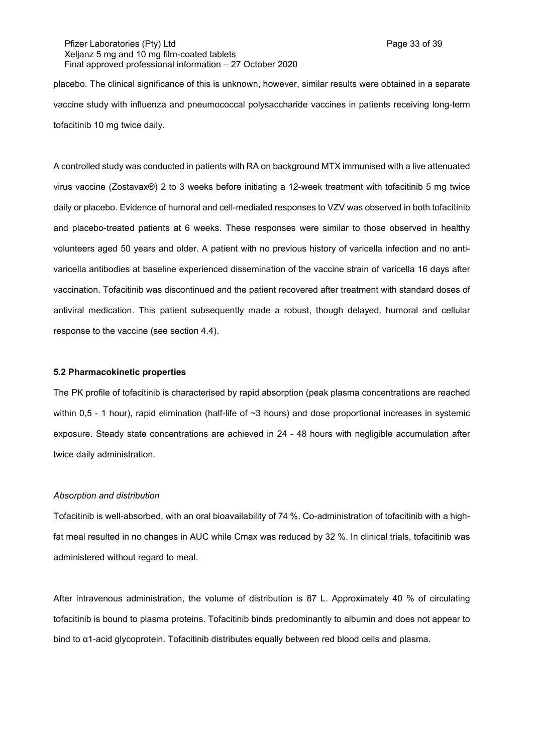placebo. The clinical significance of this is unknown, however, similar results were obtained in a separate vaccine study with influenza and pneumococcal polysaccharide vaccines in patients receiving long-term tofacitinib 10 mg twice daily.

A controlled study was conducted in patients with RA on background MTX immunised with a live attenuated virus vaccine (Zostavax®) 2 to 3 weeks before initiating a 12-week treatment with tofacitinib 5 mg twice daily or placebo. Evidence of humoral and cell-mediated responses to VZV was observed in both tofacitinib and placebo-treated patients at 6 weeks. These responses were similar to those observed in healthy volunteers aged 50 years and older. A patient with no previous history of varicella infection and no anti-varicella antibodies at baseline experienced dissemination of the vaccine strain of varicella 16 days after vaccination. Tofacitinib was discontinued and the patient recovered after treatment with standard doses of antiviral medication. This patient subsequently made a robust, though delayed, humoral and cellular response to the vaccine (see section 4.4).

**5.2 Pharmacokinetic properties**

The PK profile of tofacitinib is characterised by rapid absorption (peak plasma concentrations are reached within 0,5 - 1 hour), rapid elimination (half-life of ~3 hours) and dose proportional increases in systemic exposure. Steady state concentrations are achieved in 24 - 48 hours with negligible accumulation after twice daily administration.

*Absorption and distribution*

Tofacitinib is well-absorbed, with an oral bioavailability of 74 %. Co-administration of tofacitinib with a high-fat meal resulted in no changes in AUC while Cmax was reduced by 32 %. In clinical trials, tofacitinib was administered without regard to meal.

After intravenous administration, the volume of distribution is 87 L. Approximately 40 % of circulating tofacitinib is bound to plasma proteins. Tofacitinib binds predominantly to albumin and does not appear to bind to α1-acid glycoprotein. Tofacitinib distributes equally between red blood cells and plasma.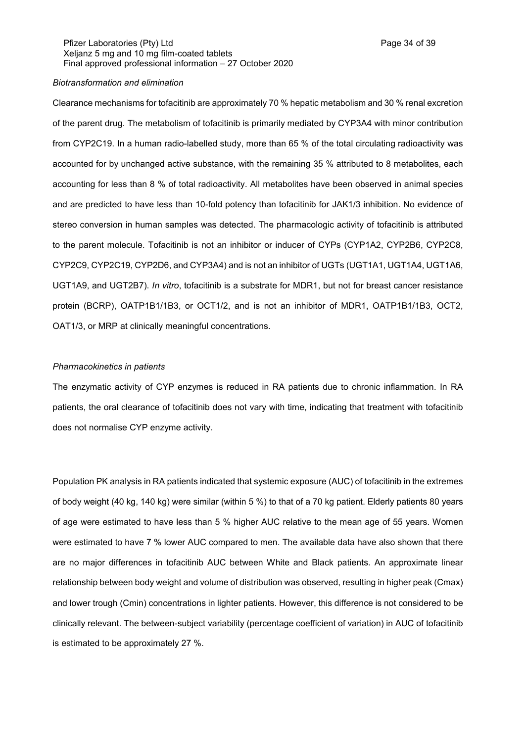*Biotransformation and elimination*

Clearance mechanisms for tofacitinib are approximately 70 % hepatic metabolism and 30 % renal excretion of the parent drug. The metabolism of tofacitinib is primarily mediated by CYP3A4 with minor contribution from CYP2C19. In a human radio-labelled study, more than 65 % of the total circulating radioactivity was accounted for by unchanged active substance, with the remaining 35 % attributed to 8 metabolites, each accounting for less than 8 % of total radioactivity. All metabolites have been observed in animal species and are predicted to have less than 10-fold potency than tofacitinib for JAK1/3 inhibition. No evidence of stereo conversion in human samples was detected. The pharmacologic activity of tofacitinib is attributed to the parent molecule. Tofacitinib is not an inhibitor or inducer of CYPs (CYP1A2, CYP2B6, CYP2C8, CYP2C9, CYP2C19, CYP2D6, and CYP3A4) and is not an inhibitor of UGTs (UGT1A1, UGT1A4, UGT1A6, UGT1A9, and UGT2B7). *In vitro*, tofacitinib is a substrate for MDR1, but not for breast cancer resistance protein (BCRP), OATP1B1/1B3, or OCT1/2, and is not an inhibitor of MDR1, OATP1B1/1B3, OCT2, OAT1/3, or MRP at clinically meaningful concentrations.

*Pharmacokinetics in patients*

The enzymatic activity of CYP enzymes is reduced in RA patients due to chronic inflammation. In RA patients, the oral clearance of tofacitinib does not vary with time, indicating that treatment with tofacitinib does not normalise CYP enzyme activity.

Population PK analysis in RA patients indicated that systemic exposure (AUC) of tofacitinib in the extremes of body weight (40 kg, 140 kg) were similar (within 5 %) to that of a 70 kg patient. Elderly patients 80 years of age were estimated to have less than 5 % higher AUC relative to the mean age of 55 years. Women were estimated to have 7 % lower AUC compared to men. The available data have also shown that there are no major differences in tofacitinib AUC between White and Black patients. An approximate linear relationship between body weight and volume of distribution was observed, resulting in higher peak (Cmax) and lower trough (Cmin) concentrations in lighter patients. However, this difference is not considered to be clinically relevant. The between-subject variability (percentage coefficient of variation) in AUC of tofacitinib is estimated to be approximately 27 %.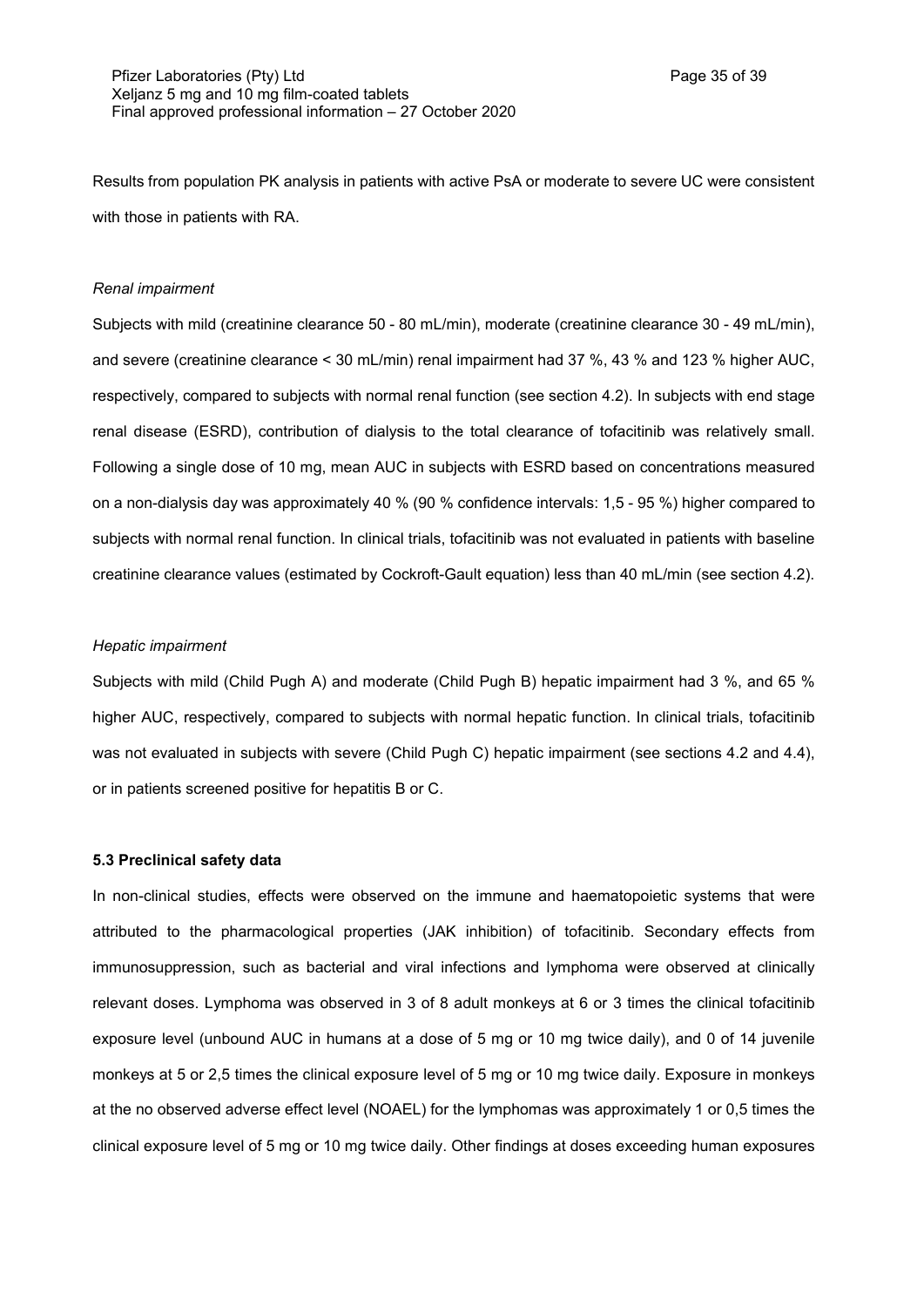Results from population PK analysis in patients with active PsA or moderate to severe UC were consistent with those in patients with RA.

*Renal impairment*

Subjects with mild (creatinine clearance 50 - 80 mL/min), moderate (creatinine clearance 30 - 49 mL/min), and severe (creatinine clearance < 30 mL/min) renal impairment had 37 %, 43 % and 123 % higher AUC, respectively, compared to subjects with normal renal function (see section 4.2). In subjects with end stage renal disease (ESRD), contribution of dialysis to the total clearance of tofacitinib was relatively small. Following a single dose of 10 mg, mean AUC in subjects with ESRD based on concentrations measured on a non-dialysis day was approximately 40 % (90 % confidence intervals: 1,5 - 95 %) higher compared to subjects with normal renal function. In clinical trials, tofacitinib was not evaluated in patients with baseline creatinine clearance values (estimated by Cockroft-Gault equation) less than 40 mL/min (see section 4.2).

*Hepatic impairment*

Subjects with mild (Child Pugh A) and moderate (Child Pugh B) hepatic impairment had 3 %, and 65 % higher AUC, respectively, compared to subjects with normal hepatic function. In clinical trials, tofacitinib was not evaluated in subjects with severe (Child Pugh C) hepatic impairment (see sections 4.2 and 4.4), or in patients screened positive for hepatitis B or C.

**5.3 Preclinical safety data**

In non-clinical studies, effects were observed on the immune and haematopoietic systems that were attributed to the pharmacological properties (JAK inhibition) of tofacitinib. Secondary effects from immunosuppression, such as bacterial and viral infections and lymphoma were observed at clinically relevant doses. Lymphoma was observed in 3 of 8 adult monkeys at 6 or 3 times the clinical tofacitinib exposure level (unbound AUC in humans at a dose of 5 mg or 10 mg twice daily), and 0 of 14 juvenile monkeys at 5 or 2,5 times the clinical exposure level of 5 mg or 10 mg twice daily. Exposure in monkeys at the no observed adverse effect level (NOAEL) for the lymphomas was approximately 1 or 0,5 times the clinical exposure level of 5 mg or 10 mg twice daily. Other findings at doses exceeding human exposures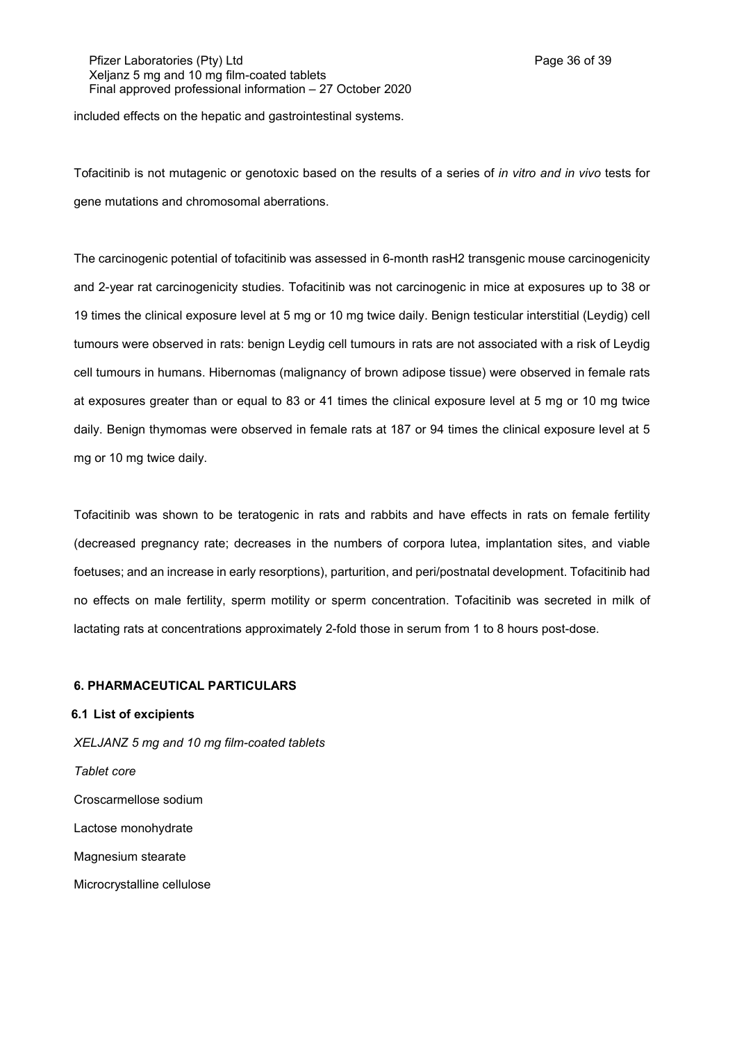included effects on the hepatic and gastrointestinal systems.

Tofacitinib is not mutagenic or genotoxic based on the results of a series of *in vitro and in vivo* tests for gene mutations and chromosomal aberrations.

The carcinogenic potential of tofacitinib was assessed in 6-month rasH2 transgenic mouse carcinogenicity and 2-year rat carcinogenicity studies. Tofacitinib was not carcinogenic in mice at exposures up to 38 or 19 times the clinical exposure level at 5 mg or 10 mg twice daily. Benign testicular interstitial (Leydig) cell tumours were observed in rats: benign Leydig cell tumours in rats are not associated with a risk of Leydig cell tumours in humans. Hibernomas (malignancy of brown adipose tissue) were observed in female rats at exposures greater than or equal to 83 or 41 times the clinical exposure level at 5 mg or 10 mg twice daily. Benign thymomas were observed in female rats at 187 or 94 times the clinical exposure level at 5 mg or 10 mg twice daily.

Tofacitinib was shown to be teratogenic in rats and rabbits and have effects in rats on female fertility (decreased pregnancy rate; decreases in the numbers of corpora lutea, implantation sites, and viable foetuses; and an increase in early resorptions), parturition, and peri/postnatal development. Tofacitinib had no effects on male fertility, sperm motility or sperm concentration. Tofacitinib was secreted in milk of lactating rats at concentrations approximately 2-fold those in serum from 1 to 8 hours post-dose.

## 6. PHARMACEUTICAL PARTICULARS

### 6.1 List of excipients

*XELJANZ 5 mg and 10 mg film-coated tablets*

*Tablet core*

Croscarmellose sodium

Lactose monohydrate

Magnesium stearate

Microcrystalline cellulose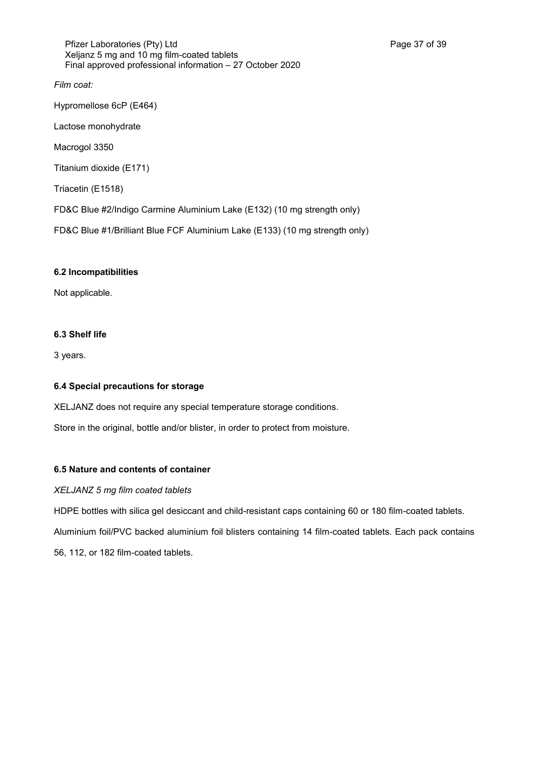*Film coat:*

Hypromellose 6cP (E464)

Lactose monohydrate

Macrogol 3350

Titanium dioxide (E171)

Triacetin (E1518)

FD&C Blue #2/Indigo Carmine Aluminium Lake (E132) (10 mg strength only)

FD&C Blue #1/Brilliant Blue FCF Aluminium Lake (E133) (10 mg strength only)

**6.2 Incompatibilities**

Not applicable.

**6.3 Shelf life**

3 years.

**6.4 Special precautions for storage**

XELJANZ does not require any special temperature storage conditions.

Store in the original, bottle and/or blister, in order to protect from moisture.

**6.5 Nature and contents of container**

*XELJANZ 5 mg film coated tablets*

HDPE bottles with silica gel desiccant and child-resistant caps containing 60 or 180 film-coated tablets.

Aluminium foil/PVC backed aluminium foil blisters containing 14 film-coated tablets. Each pack contains 56, 112, or 182 film-coated tablets.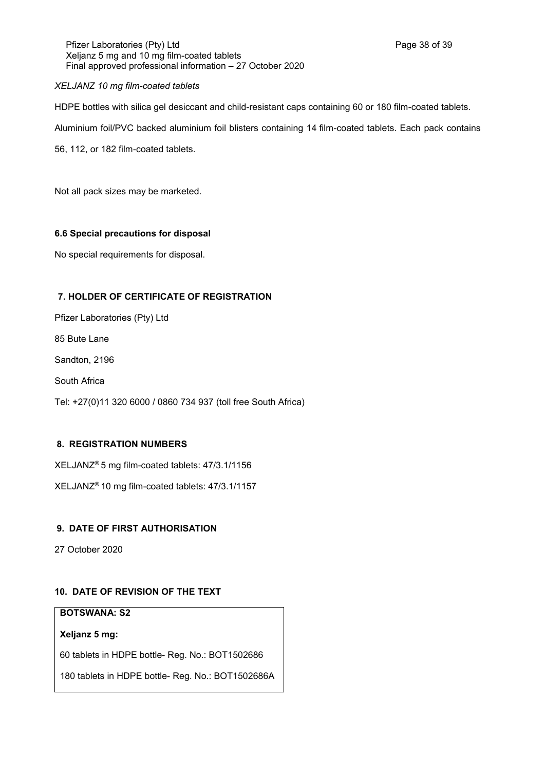*XELJANZ 10 mg film-coated tablets*

HDPE bottles with silica gel desiccant and child-resistant caps containing 60 or 180 film-coated tablets.

Aluminium foil/PVC backed aluminium foil blisters containing 14 film-coated tablets. Each pack contains 56, 112, or 182 film-coated tablets.

Not all pack sizes may be marketed.

### 6.6 Special precautions for disposal

No special requirements for disposal.

## 7. HOLDER OF CERTIFICATE OF REGISTRATION

Pfizer Laboratories (Pty) Ltd

85 Bute Lane

Sandton, 2196

South Africa

Tel: +27(0)11 320 6000 / 0860 734 937 (toll free South Africa)

## 8. REGISTRATION NUMBERS

XELJANZ® 5 mg film-coated tablets: 47/3.1/1156

XELJANZ® 10 mg film-coated tablets: 47/3.1/1157

## 9. DATE OF FIRST AUTHORISATION

27 October 2020

## 10. DATE OF REVISION OF THE TEXT

**BOTSWANA: S2**

**Xeljanz 5 mg:**

60 tablets in HDPE bottle- Reg. No.: BOT1502686

180 tablets in HDPE bottle- Reg. No.: BOT1502686A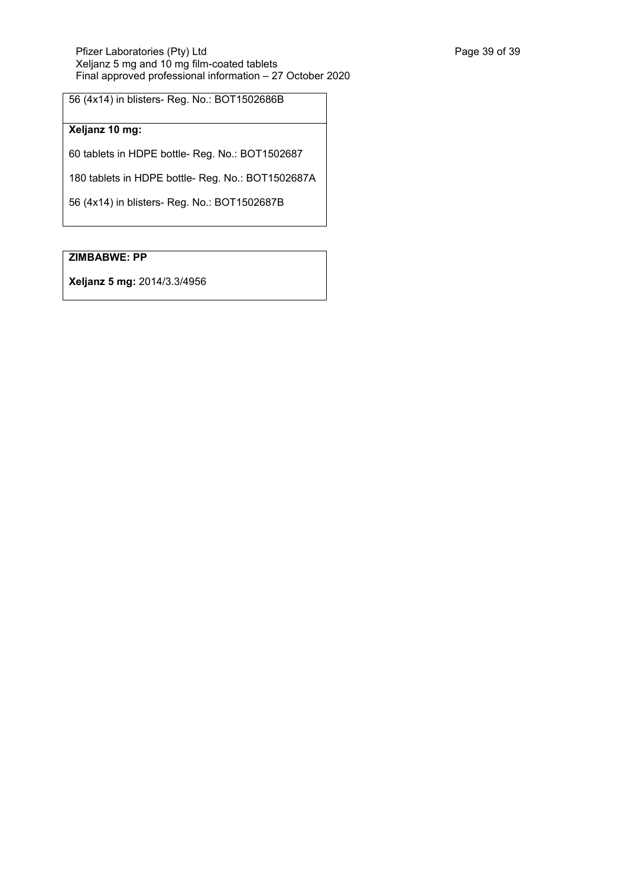56 (4x14) in blisters- Reg. No.: BOT1502686B

**Xeljanz 10 mg:**

60 tablets in HDPE bottle- Reg. No.: BOT1502687

180 tablets in HDPE bottle- Reg. No.: BOT1502687A

56 (4x14) in blisters- Reg. No.: BOT1502687B

**ZIMBABWE: PP**

**Xeljanz 5 mg:** 2014/3.3/4956